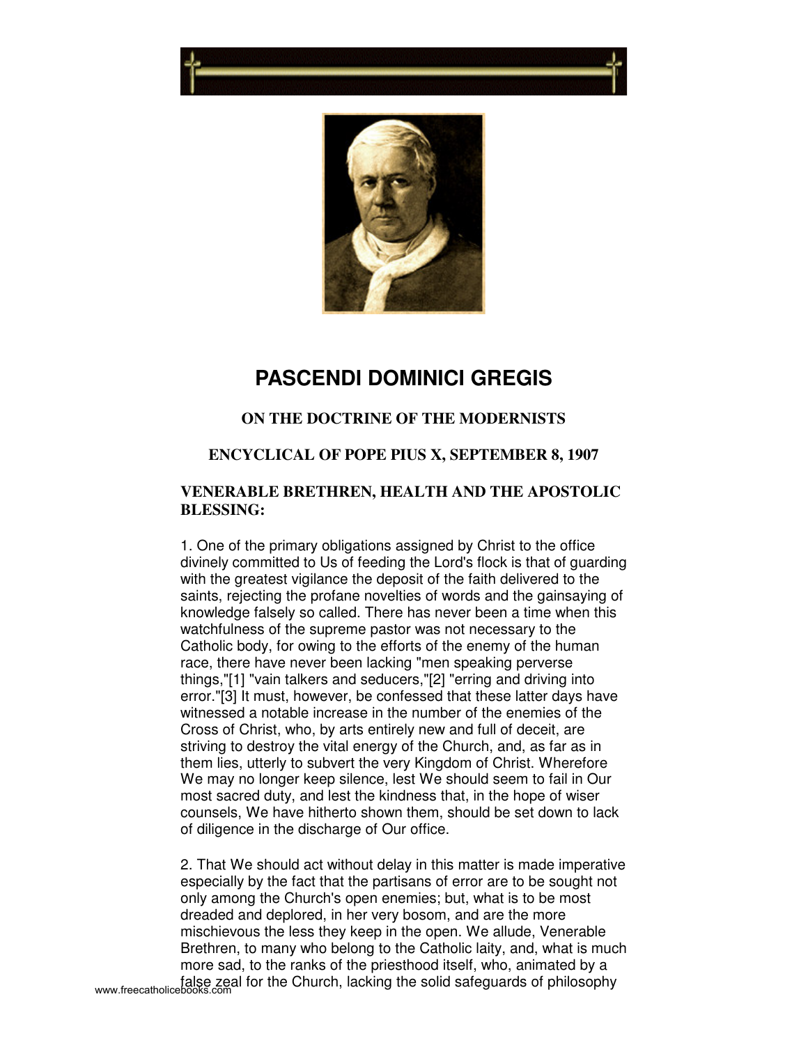# PASCENDI DOMINICI GREGIS

### ON THE DOCTRINE OF THE MODERNISTS

### ENCYCLICAL OF POPE PIUS X, SEPTEMBER 8, 1907

### VENERABLE BRETHREN, HEALTH AND THE APOSTOLIC BLESSING:

1. One of the primary obligations assigned by Christ to the office divinely committed to Us of feeding the Lord's flock is that of guarding with the greatest vigilance the deposit of the faith delivered to the saints, rejecting the profane novelties of words and the gainsaying of knowledge falsely so called. There has never been a time when this watchfulness of the supreme pastor was not necessary to the Catholic body, for owing to the efforts of the enemy of the human race, there have never been lacking "men speaking perverse things,"[1] "vain talkers and seducers,"[2] "erring and driving into error."[3] It must, however, be confessed that these latter days have witnessed a notable increase in the number of the enemies of the Cross of Christ, who, by arts entirely new and full of deceit, are striving to destroy the vital energy of the Church, and, as far as in them lies, utterly to subvert the very Kingdom of Christ. Wherefore We may no longer keep silence, lest We should seem to fail in Our most sacred duty, and lest the kindness that, in the hope of wiser counsels, We have hitherto shown them, should be set down to lack of diligence in the discharge of Our office.

2. That We should act without delay in this matter is made imperative especially by the fact that the partisans of error are to be sought not only among the Church's open enemies; but, what is to be most dreaded and deplored, in her very bosom, and are the more mischievous the less they keep in the open. We allude, Venerable Brethren, to many who belong to the Catholic laity, and, what is much more sad, to the ranks of the priesthood itself, who, animated by a false zeal for the Church, lacking the solid safeguards of philosophy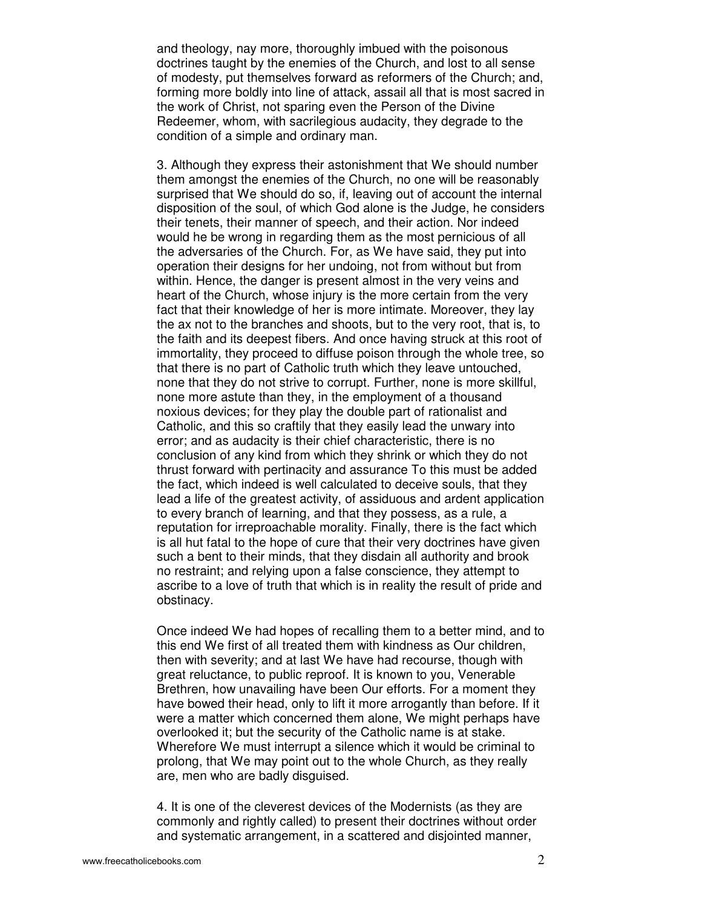and theology, nay more, thoroughly imbued with the poisonous doctrines taught by the enemies of the Church, and lost to all sense of modesty, put themselves forward as reformers of the Church; and, forming more boldly into line of attack, assail all that is most sacred in the work of Christ, not sparing even the Person of the Divine Redeemer, whom, with sacrilegious audacity, they degrade to the condition of a simple and ordinary man.

3. Although they express their astonishment that We should number them amongst the enemies of the Church, no one will be reasonably surprised that We should do so, if, leaving out of account the internal disposition of the soul, of which God alone is the Judge, he considers their tenets, their manner of speech, and their action. Nor indeed would he be wrong in regarding them as the most pernicious of all the adversaries of the Church. For, as We have said, they put into operation their designs for her undoing, not from without but from within. Hence, the danger is present almost in the very veins and heart of the Church, whose injury is the more certain from the very fact that their knowledge of her is more intimate. Moreover, they lay the ax not to the branches and shoots, but to the very root, that is, to the faith and its deepest fibers. And once having struck at this root of immortality, they proceed to diffuse poison through the whole tree, so that there is no part of Catholic truth which they leave untouched, none that they do not strive to corrupt. Further, none is more skillful, none more astute than they, in the employment of a thousand noxious devices; for they play the double part of rationalist and Catholic, and this so craftily that they easily lead the unwary into error; and as audacity is their chief characteristic, there is no conclusion of any kind from which they shrink or which they do not thrust forward with pertinacity and assurance To this must be added the fact, which indeed is well calculated to deceive souls, that they lead a life of the greatest activity, of assiduous and ardent application to every branch of learning, and that they possess, as a rule, a reputation for irreproachable morality. Finally, there is the fact which is all hut fatal to the hope of cure that their very doctrines have given such a bent to their minds, that they disdain all authority and brook no restraint; and relying upon a false conscience, they attempt to ascribe to a love of truth that which is in reality the result of pride and obstinacy.

Once indeed We had hopes of recalling them to a better mind, and to this end We first of all treated them with kindness as Our children, then with severity; and at last We have had recourse, though with great reluctance, to public reproof. It is known to you, Venerable Brethren, how unavailing have been Our efforts. For a moment they have bowed their head, only to lift it more arrogantly than before. If it were a matter which concerned them alone, We might perhaps have overlooked it; but the security of the Catholic name is at stake. Wherefore We must interrupt a silence which it would be criminal to prolong, that We may point out to the whole Church, as they really are, men who are badly disguised.

4. It is one of the cleverest devices of the Modernists (as they are commonly and rightly called) to present their doctrines without order and systematic arrangement, in a scattered and disjointed manner,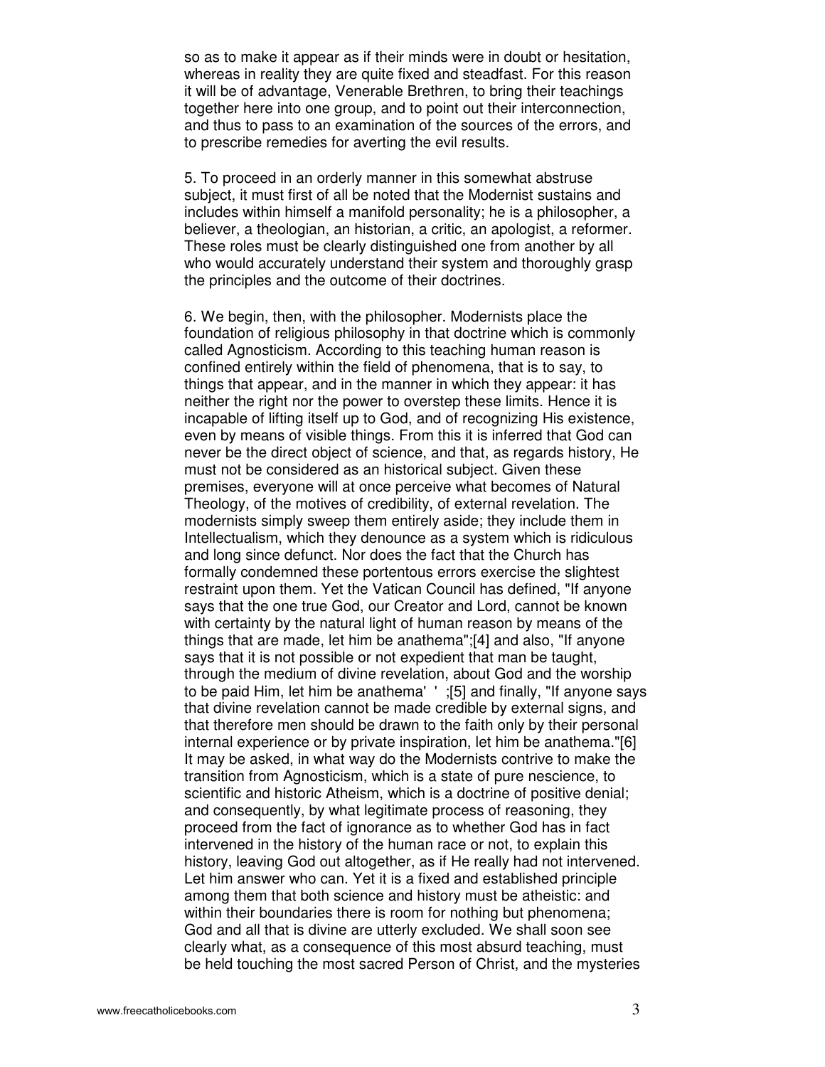so as to make it appear as if their minds were in doubt or hesitation, whereas in reality they are quite fixed and steadfast. For this reason it will be of advantage, Venerable Brethren, to bring their teachings together here into one group, and to point out their interconnection, and thus to pass to an examination of the sources of the errors, and to prescribe remedies for averting the evil results.

5. To proceed in an orderly manner in this somewhat abstruse subject, it must first of all be noted that the Modernist sustains and includes within himself a manifold personality; he is a philosopher, a believer, a theologian, an historian, a critic, an apologist, a reformer. These roles must be clearly distinguished one from another by all who would accurately understand their system and thoroughly grasp the principles and the outcome of their doctrines.

6. We begin, then, with the philosopher. Modernists place the foundation of religious philosophy in that doctrine which is commonly called Agnosticism. According to this teaching human reason is confined entirely within the field of phenomena, that is to say, to things that appear, and in the manner in which they appear: it has neither the right nor the power to overstep these limits. Hence it is incapable of lifting itself up to God, and of recognizing His existence, even by means of visible things. From this it is inferred that God can never be the direct object of science, and that, as regards history, He must not be considered as an historical subject. Given these premises, everyone will at once perceive what becomes of Natural Theology, of the motives of credibility, of external revelation. The modernists simply sweep them entirely aside; they include them in Intellectualism, which they denounce as a system which is ridiculous and long since defunct. Nor does the fact that the Church has formally condemned these portentous errors exercise the slightest restraint upon them. Yet the Vatican Council has defined, "If anyone says that the one true God, our Creator and Lord, cannot be known with certainty by the natural light of human reason by means of the things that are made, let him be anathema";[4] and also, "If anyone says that it is not possible or not expedient that man be taught, through the medium of divine revelation, about God and the worship to be paid Him, let him be anathema' ' ;[5] and finally, "If anyone says that divine revelation cannot be made credible by external signs, and that therefore men should be drawn to the faith only by their personal internal experience or by private inspiration, let him be anathema."[6] It may be asked, in what way do the Modernists contrive to make the transition from Agnosticism, which is a state of pure nescience, to scientific and historic Atheism, which is a doctrine of positive denial; and consequently, by what legitimate process of reasoning, they proceed from the fact of ignorance as to whether God has in fact intervened in the history of the human race or not, to explain this history, leaving God out altogether, as if He really had not intervened. Let him answer who can. Yet it is a fixed and established principle among them that both science and history must be atheistic: and within their boundaries there is room for nothing but phenomena; God and all that is divine are utterly excluded. We shall soon see clearly what, as a consequence of this most absurd teaching, must be held touching the most sacred Person of Christ, and the mysteries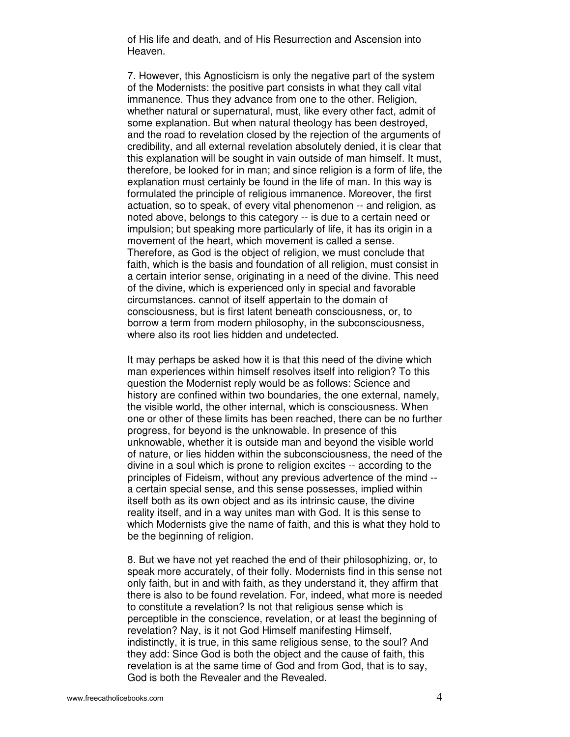of His life and death, and of His Resurrection and Ascension into Heaven.

7. However, this Agnosticism is only the negative part of the system of the Modernists: the positive part consists in what they call vital immanence. Thus they advance from one to the other. Religion, whether natural or supernatural, must, like every other fact, admit of some explanation. But when natural theology has been destroyed, and the road to revelation closed by the rejection of the arguments of credibility, and all external revelation absolutely denied, it is clear that this explanation will be sought in vain outside of man himself. It must, therefore, be looked for in man; and since religion is a form of life, the explanation must certainly be found in the life of man. In this way is formulated the principle of religious immanence. Moreover, the first actuation, so to speak, of every vital phenomenon -- and religion, as noted above, belongs to this category -- is due to a certain need or impulsion; but speaking more particularly of life, it has its origin in a movement of the heart, which movement is called a sense. Therefore, as God is the object of religion, we must conclude that faith, which is the basis and foundation of all religion, must consist in a certain interior sense, originating in a need of the divine. This need of the divine, which is experienced only in special and favorable circumstances. cannot of itself appertain to the domain of consciousness, but is first latent beneath consciousness, or, to borrow a term from modern philosophy, in the subconsciousness, where also its root lies hidden and undetected.

It may perhaps be asked how it is that this need of the divine which man experiences within himself resolves itself into religion? To this question the Modernist reply would be as follows: Science and history are confined within two boundaries, the one external, namely, the visible world, the other internal, which is consciousness. When one or other of these limits has been reached, there can be no further progress, for beyond is the unknowable. In presence of this unknowable, whether it is outside man and beyond the visible world of nature, or lies hidden within the subconsciousness, the need of the divine in a soul which is prone to religion excites -- according to the principles of Fideism, without any previous advertence of the mind -- a certain special sense, and this sense possesses, implied within itself both as its own object and as its intrinsic cause, the divine reality itself, and in a way unites man with God. It is this sense to which Modernists give the name of faith, and this is what they hold to be the beginning of religion.

8. But we have not yet reached the end of their philosophizing, or, to speak more accurately, of their folly. Modernists find in this sense not only faith, but in and with faith, as they understand it, they affirm that there is also to be found revelation. For, indeed, what more is needed to constitute a revelation? Is not that religious sense which is perceptible in the conscience, revelation, or at least the beginning of revelation? Nay, is it not God Himself manifesting Himself, indistinctly, it is true, in this same religious sense, to the soul? And they add: Since God is both the object and the cause of faith, this revelation is at the same time of God and from God, that is to say, God is both the Revealer and the Revealed.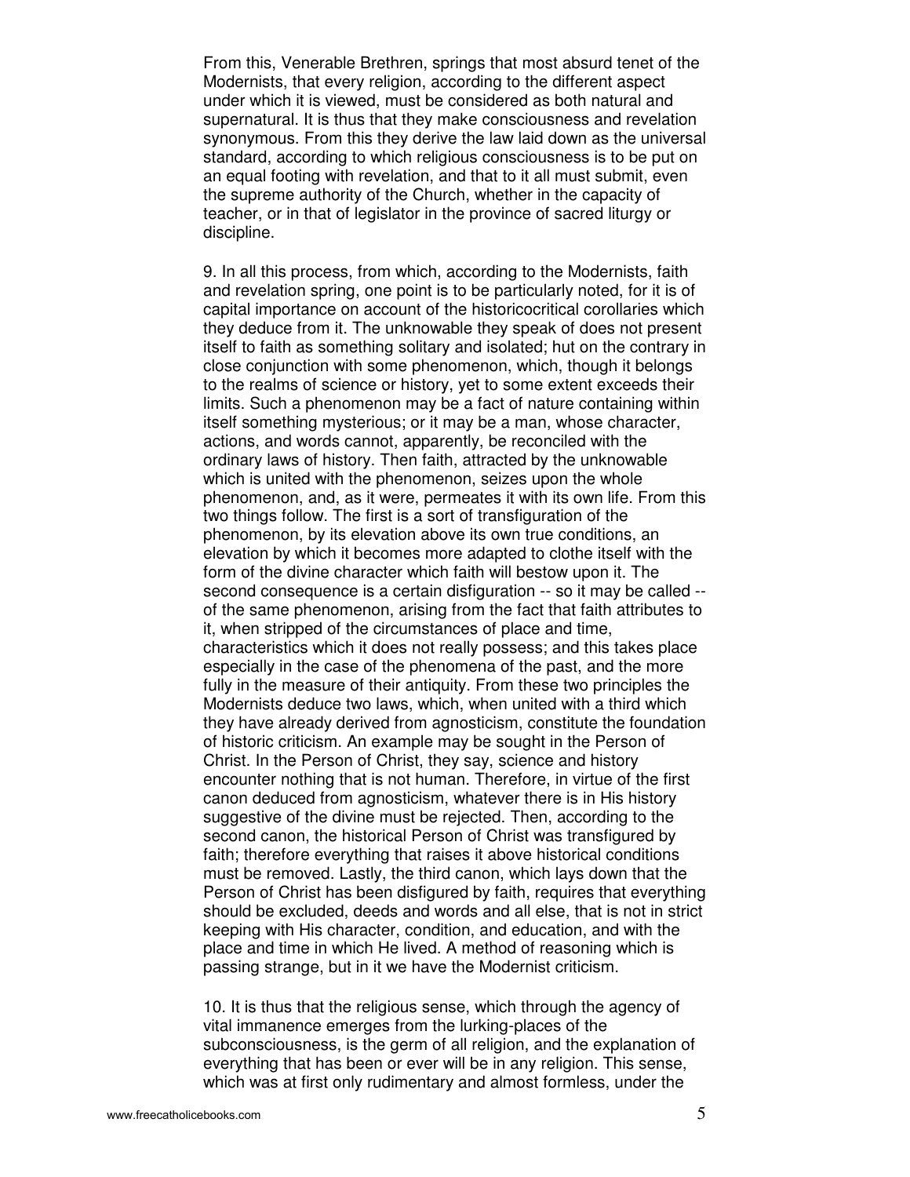From this, Venerable Brethren, springs that most absurd tenet of the Modernists, that every religion, according to the different aspect under which it is viewed, must be considered as both natural and supernatural. It is thus that they make consciousness and revelation synonymous. From this they derive the law laid down as the universal standard, according to which religious consciousness is to be put on an equal footing with revelation, and that to it all must submit, even the supreme authority of the Church, whether in the capacity of teacher, or in that of legislator in the province of sacred liturgy or discipline.

9. In all this process, from which, according to the Modernists, faith and revelation spring, one point is to be particularly noted, for it is of capital importance on account of the historicocritical corollaries which they deduce from it. The unknowable they speak of does not present itself to faith as something solitary and isolated; hut on the contrary in close conjunction with some phenomenon, which, though it belongs to the realms of science or history, yet to some extent exceeds their limits. Such a phenomenon may be a fact of nature containing within itself something mysterious; or it may be a man, whose character, actions, and words cannot, apparently, be reconciled with the ordinary laws of history. Then faith, attracted by the unknowable which is united with the phenomenon, seizes upon the whole phenomenon, and, as it were, permeates it with its own life. From this two things follow. The first is a sort of transfiguration of the phenomenon, by its elevation above its own true conditions, an elevation by which it becomes more adapted to clothe itself with the form of the divine character which faith will bestow upon it. The second consequence is a certain disfiguration -- so it may be called -- of the same phenomenon, arising from the fact that faith attributes to it, when stripped of the circumstances of place and time, characteristics which it does not really possess; and this takes place especially in the case of the phenomena of the past, and the more fully in the measure of their antiquity. From these two principles the Modernists deduce two laws, which, when united with a third which they have already derived from agnosticism, constitute the foundation of historic criticism. An example may be sought in the Person of Christ. In the Person of Christ, they say, science and history encounter nothing that is not human. Therefore, in virtue of the first canon deduced from agnosticism, whatever there is in His history suggestive of the divine must be rejected. Then, according to the second canon, the historical Person of Christ was transfigured by faith; therefore everything that raises it above historical conditions must be removed. Lastly, the third canon, which lays down that the Person of Christ has been disfigured by faith, requires that everything should be excluded, deeds and words and all else, that is not in strict keeping with His character, condition, and education, and with the place and time in which He lived. A method of reasoning which is passing strange, but in it we have the Modernist criticism.

10. It is thus that the religious sense, which through the agency of vital immanence emerges from the lurking-places of the subconsciousness, is the germ of all religion, and the explanation of everything that has been or ever will be in any religion. This sense, which was at first only rudimentary and almost formless, under the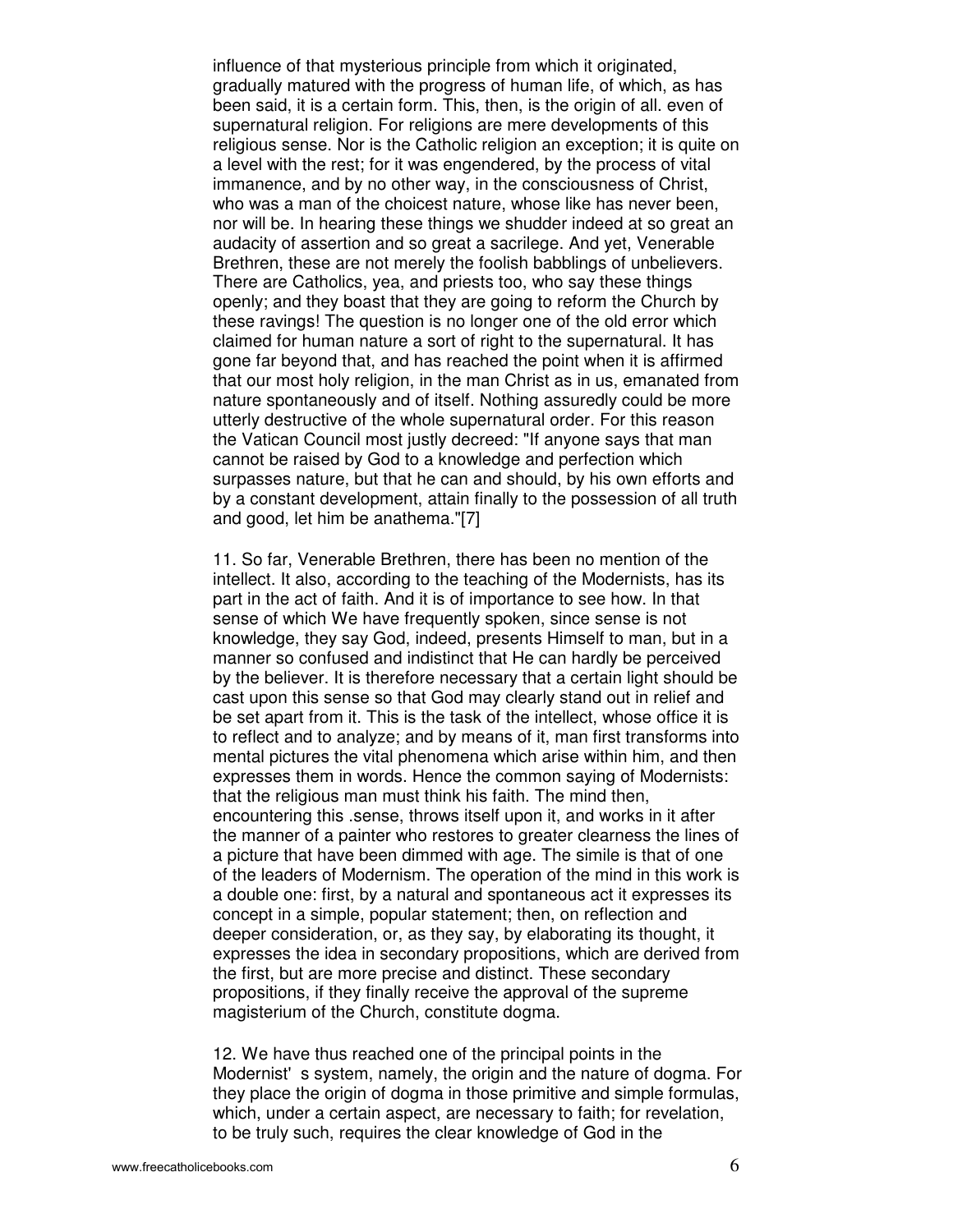influence of that mysterious principle from which it originated, gradually matured with the progress of human life, of which, as has been said, it is a certain form. This, then, is the origin of all. even of supernatural religion. For religions are mere developments of this religious sense. Nor is the Catholic religion an exception; it is quite on a level with the rest; for it was engendered, by the process of vital immanence, and by no other way, in the consciousness of Christ, who was a man of the choicest nature, whose like has never been, nor will be. In hearing these things we shudder indeed at so great an audacity of assertion and so great a sacrilege. And yet, Venerable Brethren, these are not merely the foolish babblings of unbelievers. There are Catholics, yea, and priests too, who say these things openly; and they boast that they are going to reform the Church by these ravings! The question is no longer one of the old error which claimed for human nature a sort of right to the supernatural. It has gone far beyond that, and has reached the point when it is affirmed that our most holy religion, in the man Christ as in us, emanated from nature spontaneously and of itself. Nothing assuredly could be more utterly destructive of the whole supernatural order. For this reason the Vatican Council most justly decreed: "If anyone says that man cannot be raised by God to a knowledge and perfection which surpasses nature, but that he can and should, by his own efforts and by a constant development, attain finally to the possession of all truth and good, let him be anathema."[7]

11. So far, Venerable Brethren, there has been no mention of the intellect. It also, according to the teaching of the Modernists, has its part in the act of faith. And it is of importance to see how. In that sense of which We have frequently spoken, since sense is not knowledge, they say God, indeed, presents Himself to man, but in a manner so confused and indistinct that He can hardly be perceived by the believer. It is therefore necessary that a certain light should be cast upon this sense so that God may clearly stand out in relief and be set apart from it. This is the task of the intellect, whose office it is to reflect and to analyze; and by means of it, man first transforms into mental pictures the vital phenomena which arise within him, and then expresses them in words. Hence the common saying of Modernists: that the religious man must think his faith. The mind then, encountering this .sense, throws itself upon it, and works in it after the manner of a painter who restores to greater clearness the lines of a picture that have been dimmed with age. The simile is that of one of the leaders of Modernism. The operation of the mind in this work is a double one: first, by a natural and spontaneous act it expresses its concept in a simple, popular statement; then, on reflection and deeper consideration, or, as they say, by elaborating its thought, it expresses the idea in secondary propositions, which are derived from the first, but are more precise and distinct. These secondary propositions, if they finally receive the approval of the supreme magisterium of the Church, constitute dogma.

12. We have thus reached one of the principal points in the Modernist' s system, namely, the origin and the nature of dogma. For they place the origin of dogma in those primitive and simple formulas, which, under a certain aspect, are necessary to faith; for revelation, to be truly such, requires the clear knowledge of God in the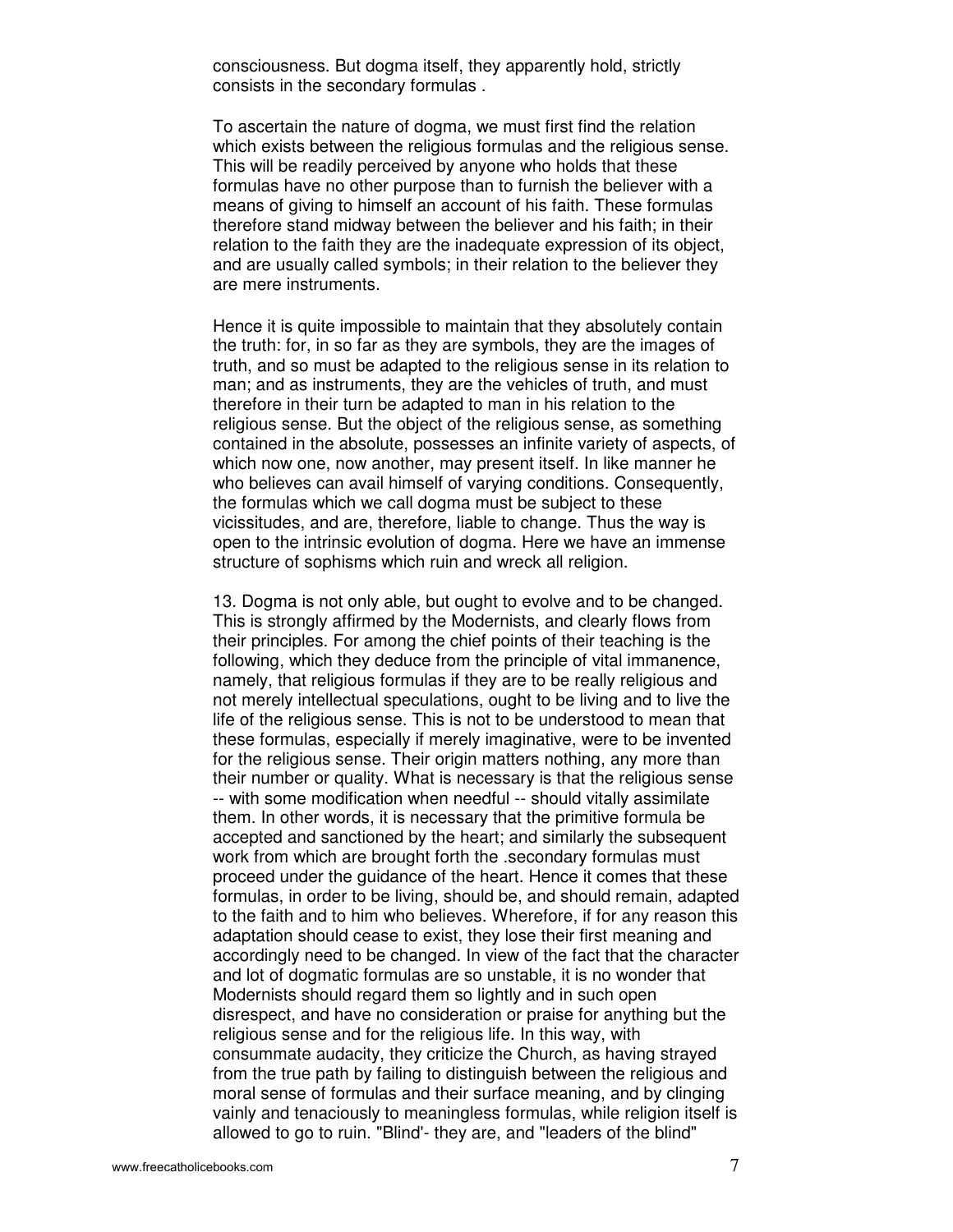consciousness. But dogma itself, they apparently hold, strictly consists in the secondary formulas .

To ascertain the nature of dogma, we must first find the relation which exists between the religious formulas and the religious sense. This will be readily perceived by anyone who holds that these formulas have no other purpose than to furnish the believer with a means of giving to himself an account of his faith. These formulas therefore stand midway between the believer and his faith; in their relation to the faith they are the inadequate expression of its object, and are usually called symbols; in their relation to the believer they are mere instruments.

Hence it is quite impossible to maintain that they absolutely contain the truth: for, in so far as they are symbols, they are the images of truth, and so must be adapted to the religious sense in its relation to man; and as instruments, they are the vehicles of truth, and must therefore in their turn be adapted to man in his relation to the religious sense. But the object of the religious sense, as something contained in the absolute, possesses an infinite variety of aspects, of which now one, now another, may present itself. In like manner he who believes can avail himself of varying conditions. Consequently, the formulas which we call dogma must be subject to these vicissitudes, and are, therefore, liable to change. Thus the way is open to the intrinsic evolution of dogma. Here we have an immense structure of sophisms which ruin and wreck all religion.

13. Dogma is not only able, but ought to evolve and to be changed. This is strongly affirmed by the Modernists, and clearly flows from their principles. For among the chief points of their teaching is the following, which they deduce from the principle of vital immanence, namely, that religious formulas if they are to be really religious and not merely intellectual speculations, ought to be living and to live the life of the religious sense. This is not to be understood to mean that these formulas, especially if merely imaginative, were to be invented for the religious sense. Their origin matters nothing, any more than their number or quality. What is necessary is that the religious sense -- with some modification when needful -- should vitally assimilate them. In other words, it is necessary that the primitive formula be accepted and sanctioned by the heart; and similarly the subsequent work from which are brought forth the .secondary formulas must proceed under the guidance of the heart. Hence it comes that these formulas, in order to be living, should be, and should remain, adapted to the faith and to him who believes. Wherefore, if for any reason this adaptation should cease to exist, they lose their first meaning and accordingly need to be changed. In view of the fact that the character and lot of dogmatic formulas are so unstable, it is no wonder that Modernists should regard them so lightly and in such open disrespect, and have no consideration or praise for anything but the religious sense and for the religious life. In this way, with consummate audacity, they criticize the Church, as having strayed from the true path by failing to distinguish between the religious and moral sense of formulas and their surface meaning, and by clinging vainly and tenaciously to meaningless formulas, while religion itself is allowed to go to ruin. "Blind'- they are, and "leaders of the blind"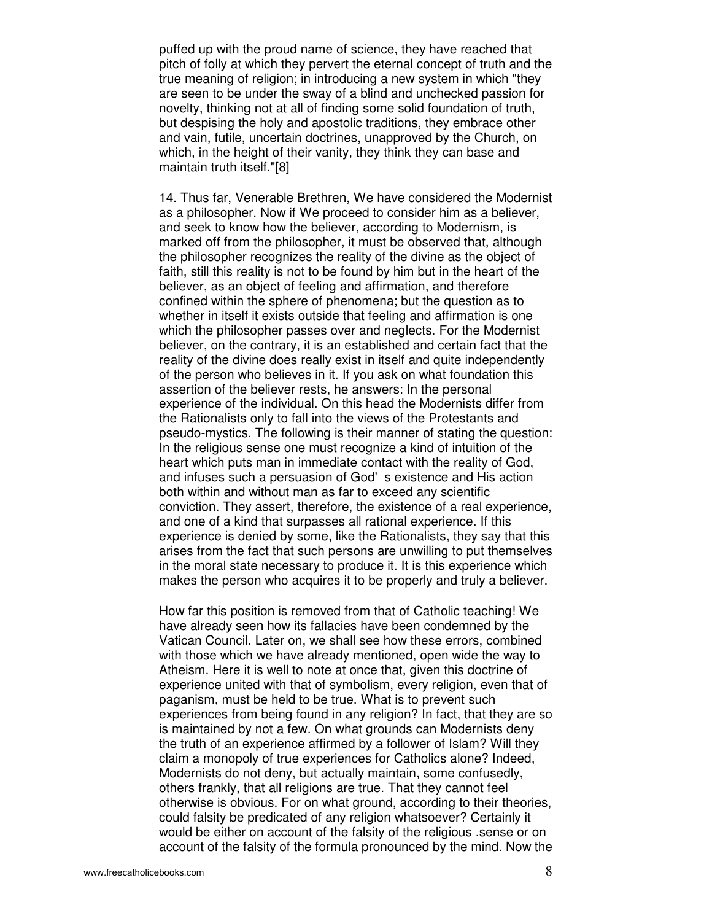puffed up with the proud name of science, they have reached that pitch of folly at which they pervert the eternal concept of truth and the true meaning of religion; in introducing a new system in which "they are seen to be under the sway of a blind and unchecked passion for novelty, thinking not at all of finding some solid foundation of truth, but despising the holy and apostolic traditions, they embrace other and vain, futile, uncertain doctrines, unapproved by the Church, on which, in the height of their vanity, they think they can base and maintain truth itself."[8]

14. Thus far, Venerable Brethren, We have considered the Modernist as a philosopher. Now if We proceed to consider him as a believer, and seek to know how the believer, according to Modernism, is marked off from the philosopher, it must be observed that, although the philosopher recognizes the reality of the divine as the object of faith, still this reality is not to be found by him but in the heart of the believer, as an object of feeling and affirmation, and therefore confined within the sphere of phenomena; but the question as to whether in itself it exists outside that feeling and affirmation is one which the philosopher passes over and neglects. For the Modernist believer, on the contrary, it is an established and certain fact that the reality of the divine does really exist in itself and quite independently of the person who believes in it. If you ask on what foundation this assertion of the believer rests, he answers: In the personal experience of the individual. On this head the Modernists differ from the Rationalists only to fall into the views of the Protestants and pseudo-mystics. The following is their manner of stating the question: In the religious sense one must recognize a kind of intuition of the heart which puts man in immediate contact with the reality of God, and infuses such a persuasion of God' s existence and His action both within and without man as far to exceed any scientific conviction. They assert, therefore, the existence of a real experience, and one of a kind that surpasses all rational experience. If this experience is denied by some, like the Rationalists, they say that this arises from the fact that such persons are unwilling to put themselves in the moral state necessary to produce it. It is this experience which makes the person who acquires it to be properly and truly a believer.

How far this position is removed from that of Catholic teaching! We have already seen how its fallacies have been condemned by the Vatican Council. Later on, we shall see how these errors, combined with those which we have already mentioned, open wide the way to Atheism. Here it is well to note at once that, given this doctrine of experience united with that of symbolism, every religion, even that of paganism, must be held to be true. What is to prevent such experiences from being found in any religion? In fact, that they are so is maintained by not a few. On what grounds can Modernists deny the truth of an experience affirmed by a follower of Islam? Will they claim a monopoly of true experiences for Catholics alone? Indeed, Modernists do not deny, but actually maintain, some confusedly, others frankly, that all religions are true. That they cannot feel otherwise is obvious. For on what ground, according to their theories, could falsity be predicated of any religion whatsoever? Certainly it would be either on account of the falsity of the religious .sense or on account of the falsity of the formula pronounced by the mind. Now the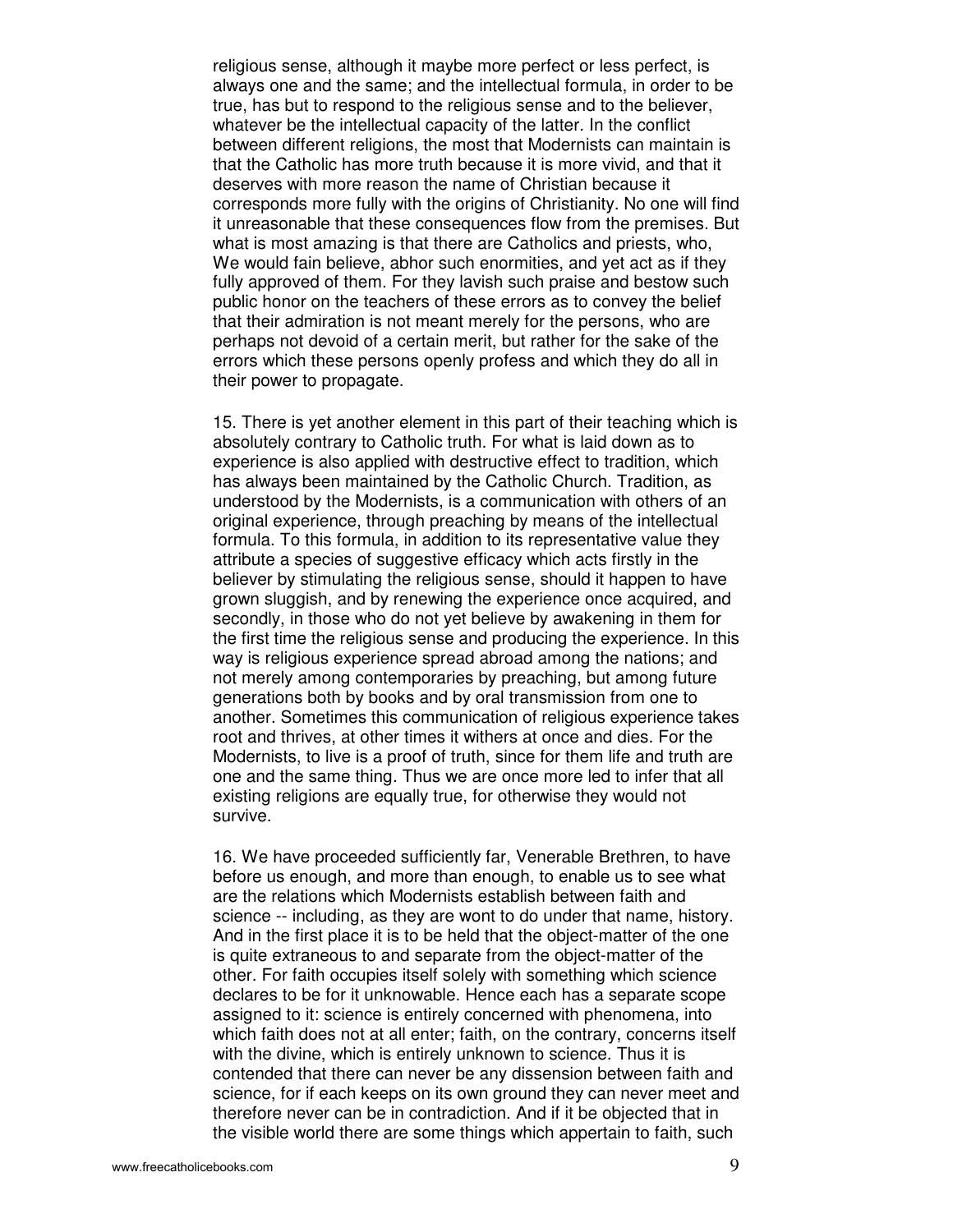religious sense, although it maybe more perfect or less perfect, is always one and the same; and the intellectual formula, in order to be true, has but to respond to the religious sense and to the believer, whatever be the intellectual capacity of the latter. In the conflict between different religions, the most that Modernists can maintain is that the Catholic has more truth because it is more vivid, and that it deserves with more reason the name of Christian because it corresponds more fully with the origins of Christianity. No one will find it unreasonable that these consequences flow from the premises. But what is most amazing is that there are Catholics and priests, who, We would fain believe, abhor such enormities, and yet act as if they fully approved of them. For they lavish such praise and bestow such public honor on the teachers of these errors as to convey the belief that their admiration is not meant merely for the persons, who are perhaps not devoid of a certain merit, but rather for the sake of the errors which these persons openly profess and which they do all in their power to propagate.

15. There is yet another element in this part of their teaching which is absolutely contrary to Catholic truth. For what is laid down as to experience is also applied with destructive effect to tradition, which has always been maintained by the Catholic Church. Tradition, as understood by the Modernists, is a communication with others of an original experience, through preaching by means of the intellectual formula. To this formula, in addition to its representative value they attribute a species of suggestive efficacy which acts firstly in the believer by stimulating the religious sense, should it happen to have grown sluggish, and by renewing the experience once acquired, and secondly, in those who do not yet believe by awakening in them for the first time the religious sense and producing the experience. In this way is religious experience spread abroad among the nations; and not merely among contemporaries by preaching, but among future generations both by books and by oral transmission from one to another. Sometimes this communication of religious experience takes root and thrives, at other times it withers at once and dies. For the Modernists, to live is a proof of truth, since for them life and truth are one and the same thing. Thus we are once more led to infer that all existing religions are equally true, for otherwise they would not survive.

16. We have proceeded sufficiently far, Venerable Brethren, to have before us enough, and more than enough, to enable us to see what are the relations which Modernists establish between faith and science -- including, as they are wont to do under that name, history. And in the first place it is to be held that the object-matter of the one is quite extraneous to and separate from the object-matter of the other. For faith occupies itself solely with something which science declares to be for it unknowable. Hence each has a separate scope assigned to it: science is entirely concerned with phenomena, into which faith does not at all enter; faith, on the contrary, concerns itself with the divine, which is entirely unknown to science. Thus it is contended that there can never be any dissension between faith and science, for if each keeps on its own ground they can never meet and therefore never can be in contradiction. And if it be objected that in the visible world there are some things which appertain to faith, such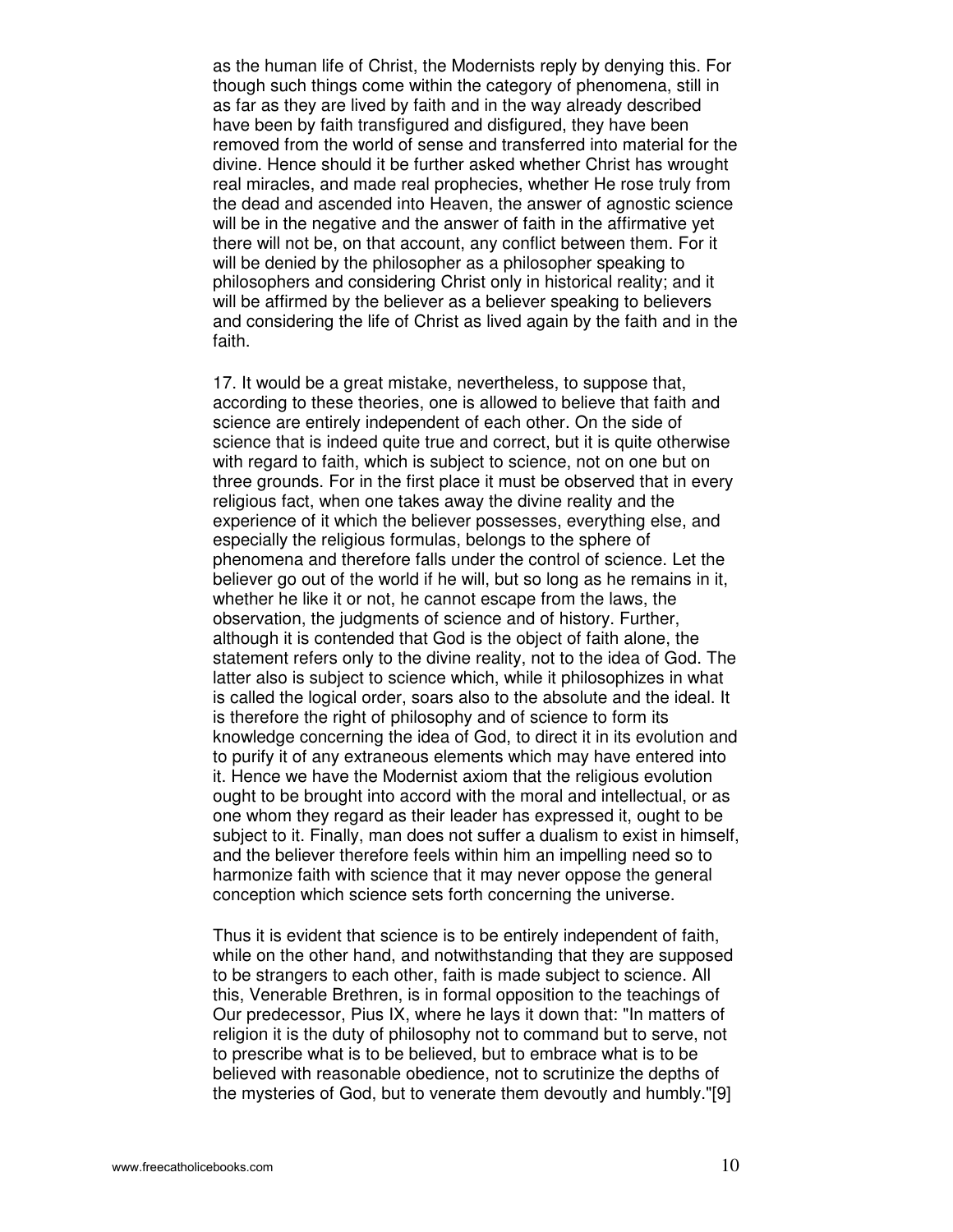as the human life of Christ, the Modernists reply by denying this. For though such things come within the category of phenomena, still in as far as they are lived by faith and in the way already described have been by faith transfigured and disfigured, they have been removed from the world of sense and transferred into material for the divine. Hence should it be further asked whether Christ has wrought real miracles, and made real prophecies, whether He rose truly from the dead and ascended into Heaven, the answer of agnostic science will be in the negative and the answer of faith in the affirmative yet there will not be, on that account, any conflict between them. For it will be denied by the philosopher as a philosopher speaking to philosophers and considering Christ only in historical reality; and it will be affirmed by the believer as a believer speaking to believers and considering the life of Christ as lived again by the faith and in the faith.

17. It would be a great mistake, nevertheless, to suppose that, according to these theories, one is allowed to believe that faith and science are entirely independent of each other. On the side of science that is indeed quite true and correct, but it is quite otherwise with regard to faith, which is subject to science, not on one but on three grounds. For in the first place it must be observed that in every religious fact, when one takes away the divine reality and the experience of it which the believer possesses, everything else, and especially the religious formulas, belongs to the sphere of phenomena and therefore falls under the control of science. Let the believer go out of the world if he will, but so long as he remains in it, whether he like it or not, he cannot escape from the laws, the observation, the judgments of science and of history. Further, although it is contended that God is the object of faith alone, the statement refers only to the divine reality, not to the idea of God. The latter also is subject to science which, while it philosophizes in what is called the logical order, soars also to the absolute and the ideal. It is therefore the right of philosophy and of science to form its knowledge concerning the idea of God, to direct it in its evolution and to purify it of any extraneous elements which may have entered into it. Hence we have the Modernist axiom that the religious evolution ought to be brought into accord with the moral and intellectual, or as one whom they regard as their leader has expressed it, ought to be subject to it. Finally, man does not suffer a dualism to exist in himself, and the believer therefore feels within him an impelling need so to harmonize faith with science that it may never oppose the general conception which science sets forth concerning the universe.

Thus it is evident that science is to be entirely independent of faith, while on the other hand, and notwithstanding that they are supposed to be strangers to each other, faith is made subject to science. All this, Venerable Brethren, is in formal opposition to the teachings of Our predecessor, Pius IX, where he lays it down that: "In matters of religion it is the duty of philosophy not to command but to serve, not to prescribe what is to be believed, but to embrace what is to be believed with reasonable obedience, not to scrutinize the depths of the mysteries of God, but to venerate them devoutly and humbly."[9]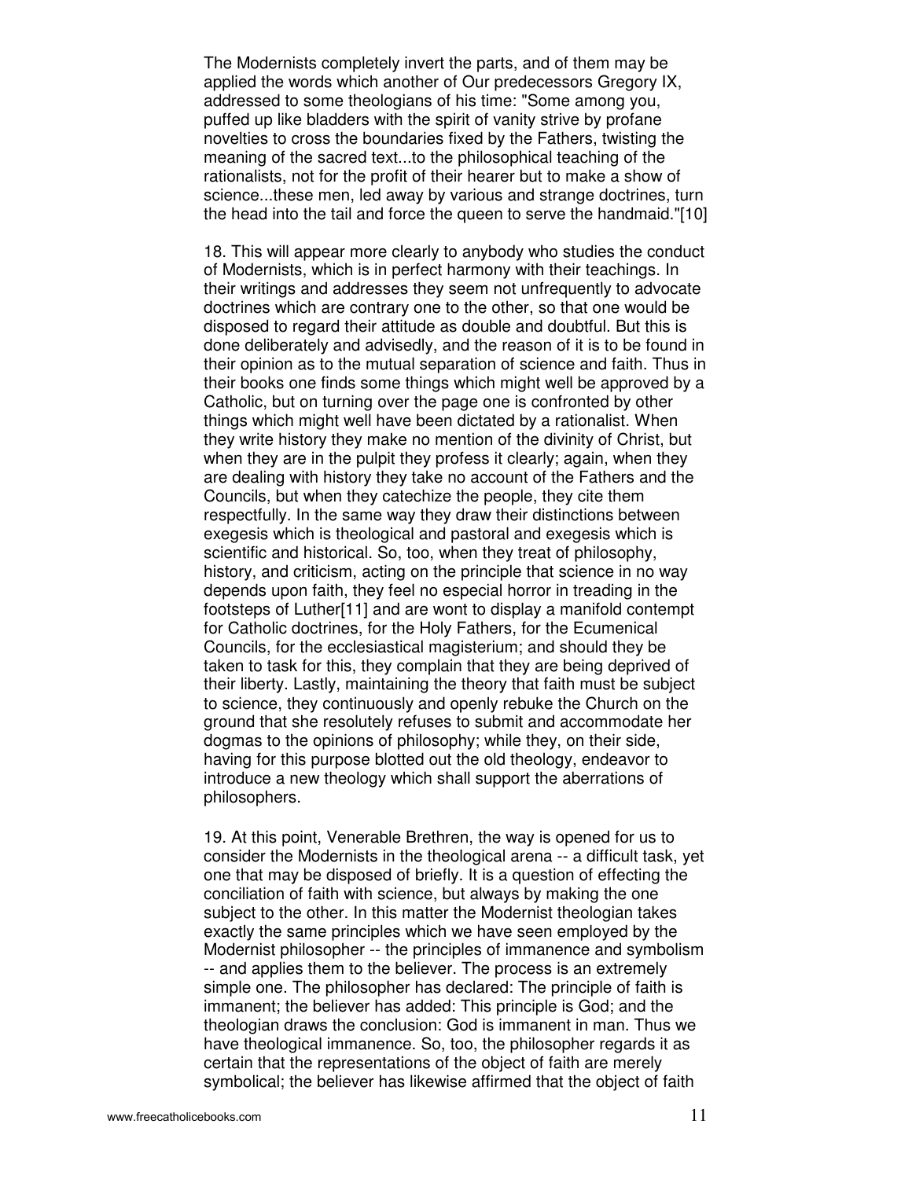The Modernists completely invert the parts, and of them may be applied the words which another of Our predecessors Gregory IX, addressed to some theologians of his time: "Some among you, puffed up like bladders with the spirit of vanity strive by profane novelties to cross the boundaries fixed by the Fathers, twisting the meaning of the sacred text...to the philosophical teaching of the rationalists, not for the profit of their hearer but to make a show of science...these men, led away by various and strange doctrines, turn the head into the tail and force the queen to serve the handmaid."[10]

18. This will appear more clearly to anybody who studies the conduct of Modernists, which is in perfect harmony with their teachings. In their writings and addresses they seem not unfrequently to advocate doctrines which are contrary one to the other, so that one would be disposed to regard their attitude as double and doubtful. But this is done deliberately and advisedly, and the reason of it is to be found in their opinion as to the mutual separation of science and faith. Thus in their books one finds some things which might well be approved by a Catholic, but on turning over the page one is confronted by other things which might well have been dictated by a rationalist. When they write history they make no mention of the divinity of Christ, but when they are in the pulpit they profess it clearly; again, when they are dealing with history they take no account of the Fathers and the Councils, but when they catechize the people, they cite them respectfully. In the same way they draw their distinctions between exegesis which is theological and pastoral and exegesis which is scientific and historical. So, too, when they treat of philosophy, history, and criticism, acting on the principle that science in no way depends upon faith, they feel no especial horror in treading in the footsteps of Luther[11] and are wont to display a manifold contempt for Catholic doctrines, for the Holy Fathers, for the Ecumenical Councils, for the ecclesiastical magisterium; and should they be taken to task for this, they complain that they are being deprived of their liberty. Lastly, maintaining the theory that faith must be subject to science, they continuously and openly rebuke the Church on the ground that she resolutely refuses to submit and accommodate her dogmas to the opinions of philosophy; while they, on their side, having for this purpose blotted out the old theology, endeavor to introduce a new theology which shall support the aberrations of philosophers.

19. At this point, Venerable Brethren, the way is opened for us to consider the Modernists in the theological arena -- a difficult task, yet one that may be disposed of briefly. It is a question of effecting the conciliation of faith with science, but always by making the one subject to the other. In this matter the Modernist theologian takes exactly the same principles which we have seen employed by the Modernist philosopher -- the principles of immanence and symbolism -- and applies them to the believer. The process is an extremely simple one. The philosopher has declared: The principle of faith is immanent; the believer has added: This principle is God; and the theologian draws the conclusion: God is immanent in man. Thus we have theological immanence. So, too, the philosopher regards it as certain that the representations of the object of faith are merely symbolical; the believer has likewise affirmed that the object of faith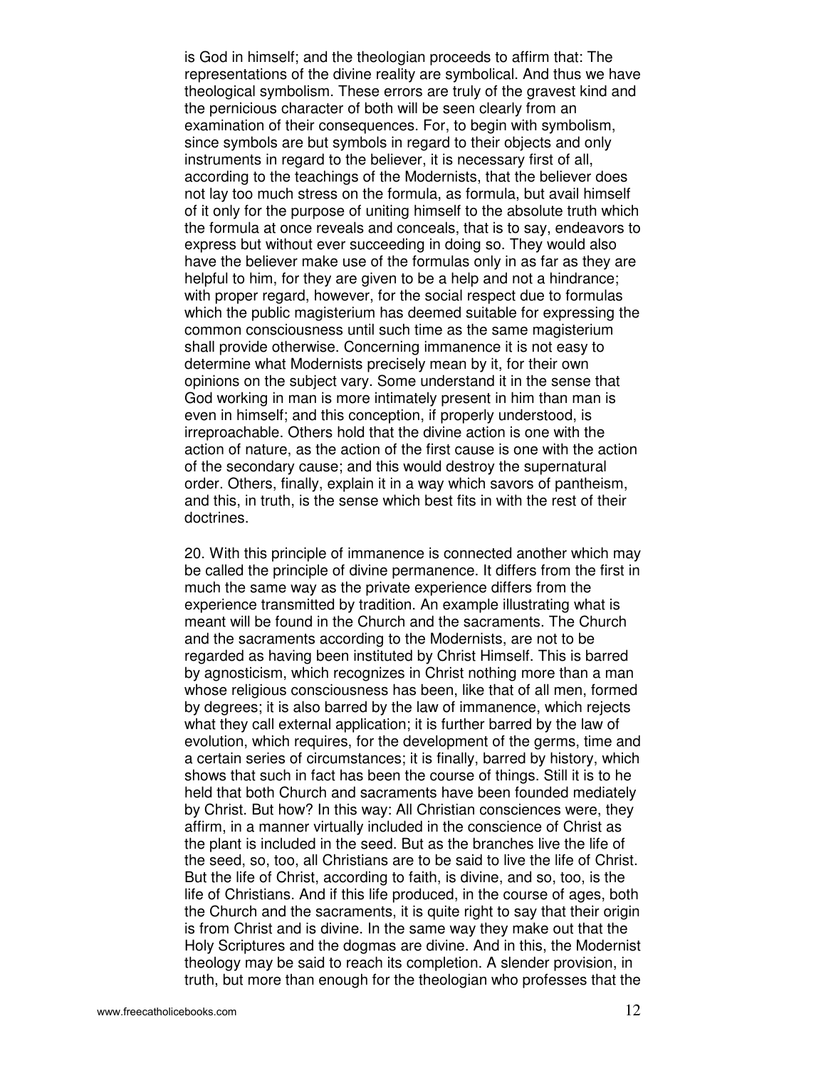is God in himself; and the theologian proceeds to affirm that: The representations of the divine reality are symbolical. And thus we have theological symbolism. These errors are truly of the gravest kind and the pernicious character of both will be seen clearly from an examination of their consequences. For, to begin with symbolism, since symbols are but symbols in regard to their objects and only instruments in regard to the believer, it is necessary first of all, according to the teachings of the Modernists, that the believer does not lay too much stress on the formula, as formula, but avail himself of it only for the purpose of uniting himself to the absolute truth which the formula at once reveals and conceals, that is to say, endeavors to express but without ever succeeding in doing so. They would also have the believer make use of the formulas only in as far as they are helpful to him, for they are given to be a help and not a hindrance; with proper regard, however, for the social respect due to formulas which the public magisterium has deemed suitable for expressing the common consciousness until such time as the same magisterium shall provide otherwise. Concerning immanence it is not easy to determine what Modernists precisely mean by it, for their own opinions on the subject vary. Some understand it in the sense that God working in man is more intimately present in him than man is even in himself; and this conception, if properly understood, is irreproachable. Others hold that the divine action is one with the action of nature, as the action of the first cause is one with the action of the secondary cause; and this would destroy the supernatural order. Others, finally, explain it in a way which savors of pantheism, and this, in truth, is the sense which best fits in with the rest of their doctrines.

20. With this principle of immanence is connected another which may be called the principle of divine permanence. It differs from the first in much the same way as the private experience differs from the experience transmitted by tradition. An example illustrating what is meant will be found in the Church and the sacraments. The Church and the sacraments according to the Modernists, are not to be regarded as having been instituted by Christ Himself. This is barred by agnosticism, which recognizes in Christ nothing more than a man whose religious consciousness has been, like that of all men, formed by degrees; it is also barred by the law of immanence, which rejects what they call external application; it is further barred by the law of evolution, which requires, for the development of the germs, time and a certain series of circumstances; it is finally, barred by history, which shows that such in fact has been the course of things. Still it is to he held that both Church and sacraments have been founded mediately by Christ. But how? In this way: All Christian consciences were, they affirm, in a manner virtually included in the conscience of Christ as the plant is included in the seed. But as the branches live the life of the seed, so, too, all Christians are to be said to live the life of Christ. But the life of Christ, according to faith, is divine, and so, too, is the life of Christians. And if this life produced, in the course of ages, both the Church and the sacraments, it is quite right to say that their origin is from Christ and is divine. In the same way they make out that the Holy Scriptures and the dogmas are divine. And in this, the Modernist theology may be said to reach its completion. A slender provision, in truth, but more than enough for the theologian who professes that the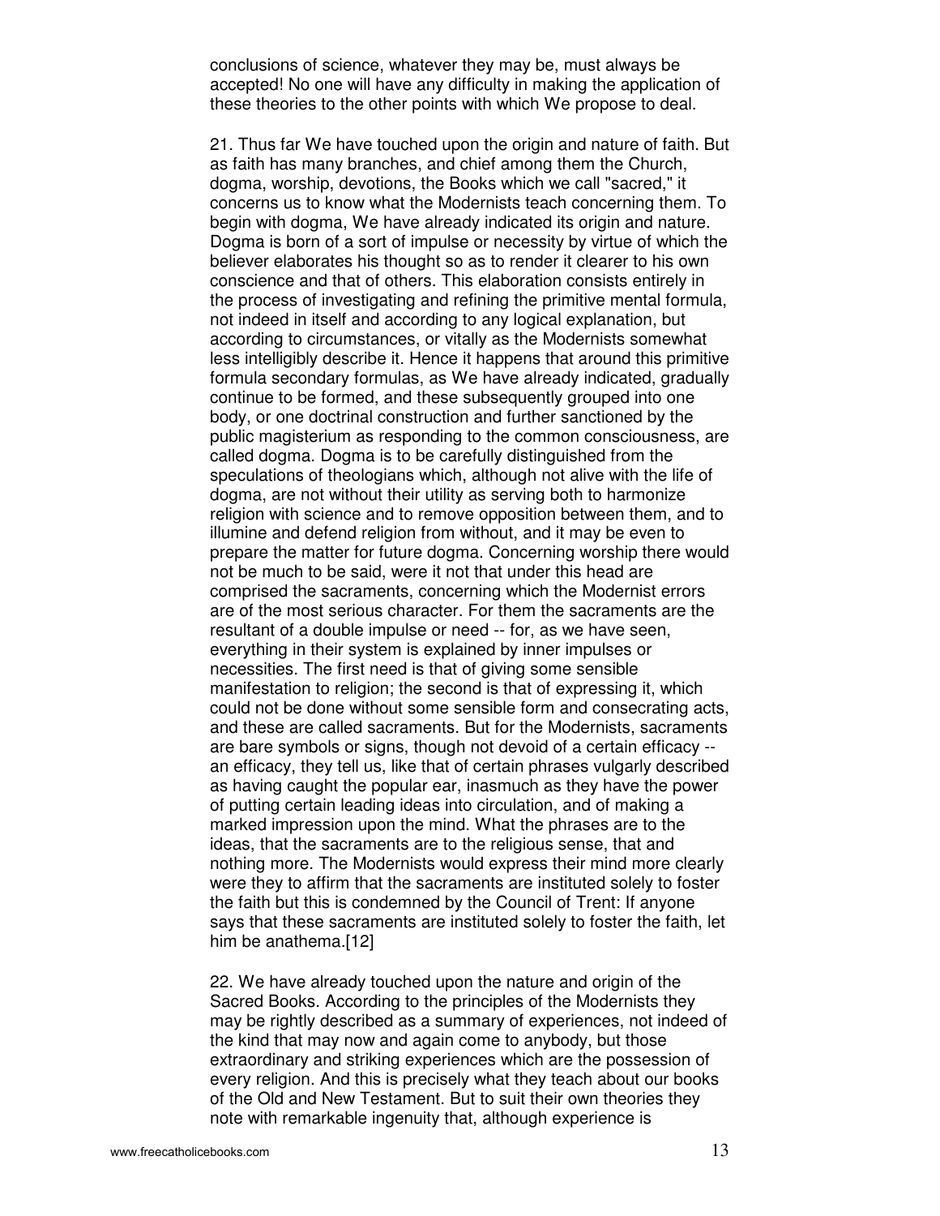conclusions of science, whatever they may be, must always be accepted! No one will have any difficulty in making the application of these theories to the other points with which We propose to deal.

21. Thus far We have touched upon the origin and nature of faith. But as faith has many branches, and chief among them the Church, dogma, worship, devotions, the Books which we call "sacred," it concerns us to know what the Modernists teach concerning them. To begin with dogma, We have already indicated its origin and nature. Dogma is born of a sort of impulse or necessity by virtue of which the believer elaborates his thought so as to render it clearer to his own conscience and that of others. This elaboration consists entirely in the process of investigating and refining the primitive mental formula, not indeed in itself and according to any logical explanation, but according to circumstances, or vitally as the Modernists somewhat less intelligibly describe it. Hence it happens that around this primitive formula secondary formulas, as We have already indicated, gradually continue to be formed, and these subsequently grouped into one body, or one doctrinal construction and further sanctioned by the public magisterium as responding to the common consciousness, are called dogma. Dogma is to be carefully distinguished from the speculations of theologians which, although not alive with the life of dogma, are not without their utility as serving both to harmonize religion with science and to remove opposition between them, and to illumine and defend religion from without, and it may be even to prepare the matter for future dogma. Concerning worship there would not be much to be said, were it not that under this head are comprised the sacraments, concerning which the Modernist errors are of the most serious character. For them the sacraments are the resultant of a double impulse or need -- for, as we have seen, everything in their system is explained by inner impulses or necessities. The first need is that of giving some sensible manifestation to religion; the second is that of expressing it, which could not be done without some sensible form and consecrating acts, and these are called sacraments. But for the Modernists, sacraments are bare symbols or signs, though not devoid of a certain efficacy -- an efficacy, they tell us, like that of certain phrases vulgarly described as having caught the popular ear, inasmuch as they have the power of putting certain leading ideas into circulation, and of making a marked impression upon the mind. What the phrases are to the ideas, that the sacraments are to the religious sense, that and nothing more. The Modernists would express their mind more clearly were they to affirm that the sacraments are instituted solely to foster the faith but this is condemned by the Council of Trent: If anyone says that these sacraments are instituted solely to foster the faith, let him be anathema.[12]

22. We have already touched upon the nature and origin of the Sacred Books. According to the principles of the Modernists they may be rightly described as a summary of experiences, not indeed of the kind that may now and again come to anybody, but those extraordinary and striking experiences which are the possession of every religion. And this is precisely what they teach about our books of the Old and New Testament. But to suit their own theories they note with remarkable ingenuity that, although experience is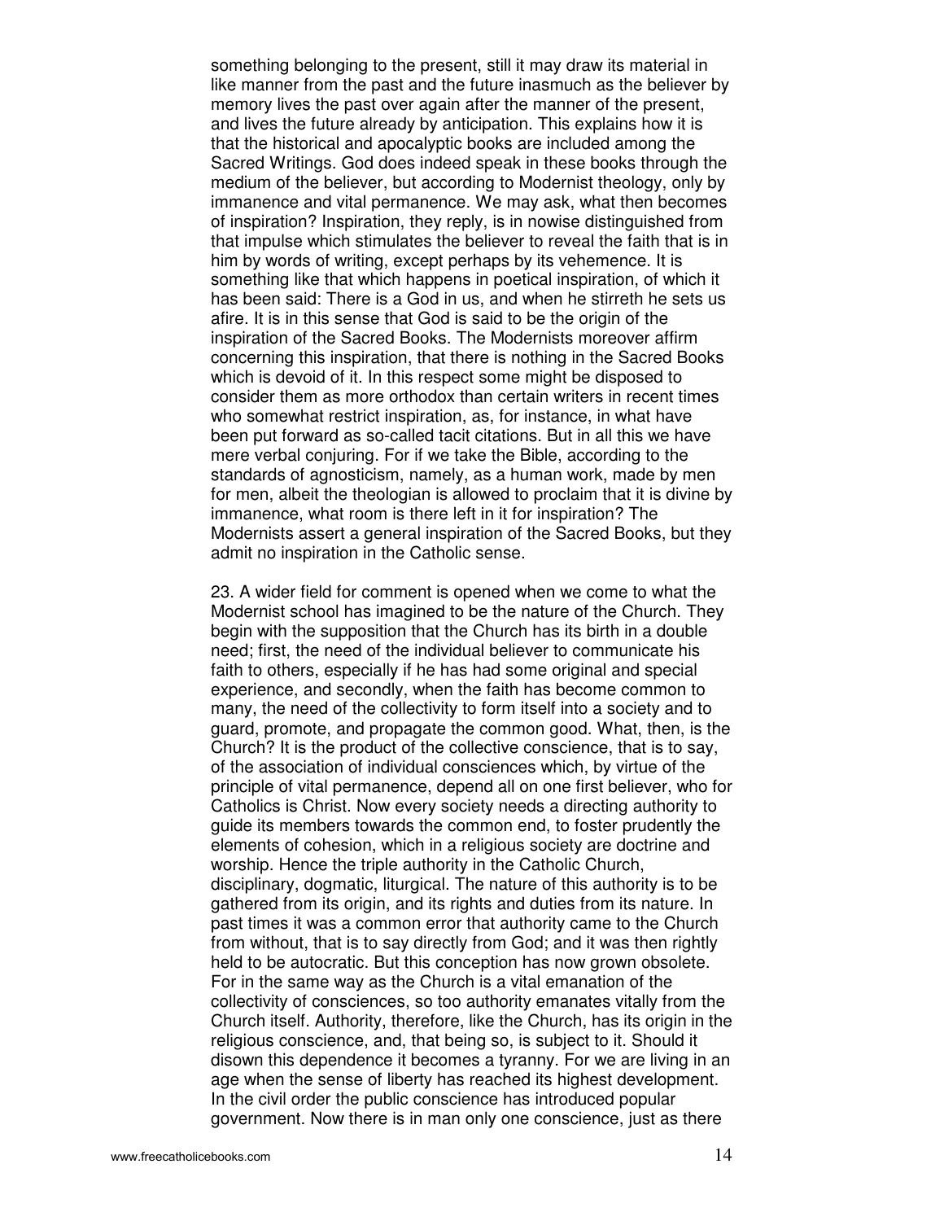something belonging to the present, still it may draw its material in like manner from the past and the future inasmuch as the believer by memory lives the past over again after the manner of the present, and lives the future already by anticipation. This explains how it is that the historical and apocalyptic books are included among the Sacred Writings. God does indeed speak in these books through the medium of the believer, but according to Modernist theology, only by immanence and vital permanence. We may ask, what then becomes of inspiration? Inspiration, they reply, is in nowise distinguished from that impulse which stimulates the believer to reveal the faith that is in him by words of writing, except perhaps by its vehemence. It is something like that which happens in poetical inspiration, of which it has been said: There is a God in us, and when he stirreth he sets us afire. It is in this sense that God is said to be the origin of the inspiration of the Sacred Books. The Modernists moreover affirm concerning this inspiration, that there is nothing in the Sacred Books which is devoid of it. In this respect some might be disposed to consider them as more orthodox than certain writers in recent times who somewhat restrict inspiration, as, for instance, in what have been put forward as so-called tacit citations. But in all this we have mere verbal conjuring. For if we take the Bible, according to the standards of agnosticism, namely, as a human work, made by men for men, albeit the theologian is allowed to proclaim that it is divine by immanence, what room is there left in it for inspiration? The Modernists assert a general inspiration of the Sacred Books, but they admit no inspiration in the Catholic sense.

23. A wider field for comment is opened when we come to what the Modernist school has imagined to be the nature of the Church. They begin with the supposition that the Church has its birth in a double need; first, the need of the individual believer to communicate his faith to others, especially if he has had some original and special experience, and secondly, when the faith has become common to many, the need of the collectivity to form itself into a society and to guard, promote, and propagate the common good. What, then, is the Church? It is the product of the collective conscience, that is to say, of the association of individual consciences which, by virtue of the principle of vital permanence, depend all on one first believer, who for Catholics is Christ. Now every society needs a directing authority to guide its members towards the common end, to foster prudently the elements of cohesion, which in a religious society are doctrine and worship. Hence the triple authority in the Catholic Church, disciplinary, dogmatic, liturgical. The nature of this authority is to be gathered from its origin, and its rights and duties from its nature. In past times it was a common error that authority came to the Church from without, that is to say directly from God; and it was then rightly held to be autocratic. But this conception has now grown obsolete. For in the same way as the Church is a vital emanation of the collectivity of consciences, so too authority emanates vitally from the Church itself. Authority, therefore, like the Church, has its origin in the religious conscience, and, that being so, is subject to it. Should it disown this dependence it becomes a tyranny. For we are living in an age when the sense of liberty has reached its highest development. In the civil order the public conscience has introduced popular government. Now there is in man only one conscience, just as there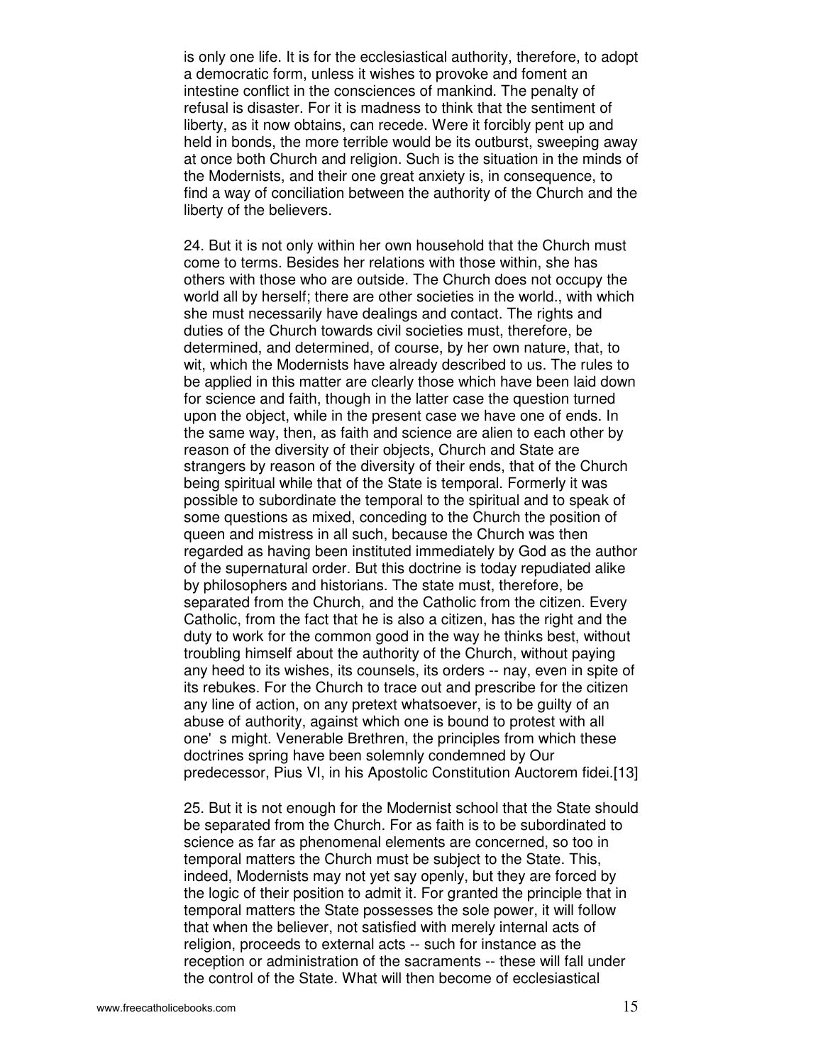is only one life. It is for the ecclesiastical authority, therefore, to adopt a democratic form, unless it wishes to provoke and foment an intestine conflict in the consciences of mankind. The penalty of refusal is disaster. For it is madness to think that the sentiment of liberty, as it now obtains, can recede. Were it forcibly pent up and held in bonds, the more terrible would be its outburst, sweeping away at once both Church and religion. Such is the situation in the minds of the Modernists, and their one great anxiety is, in consequence, to find a way of conciliation between the authority of the Church and the liberty of the believers.

24. But it is not only within her own household that the Church must come to terms. Besides her relations with those within, she has others with those who are outside. The Church does not occupy the world all by herself; there are other societies in the world., with which she must necessarily have dealings and contact. The rights and duties of the Church towards civil societies must, therefore, be determined, and determined, of course, by her own nature, that, to wit, which the Modernists have already described to us. The rules to be applied in this matter are clearly those which have been laid down for science and faith, though in the latter case the question turned upon the object, while in the present case we have one of ends. In the same way, then, as faith and science are alien to each other by reason of the diversity of their objects, Church and State are strangers by reason of the diversity of their ends, that of the Church being spiritual while that of the State is temporal. Formerly it was possible to subordinate the temporal to the spiritual and to speak of some questions as mixed, conceding to the Church the position of queen and mistress in all such, because the Church was then regarded as having been instituted immediately by God as the author of the supernatural order. But this doctrine is today repudiated alike by philosophers and historians. The state must, therefore, be separated from the Church, and the Catholic from the citizen. Every Catholic, from the fact that he is also a citizen, has the right and the duty to work for the common good in the way he thinks best, without troubling himself about the authority of the Church, without paying any heed to its wishes, its counsels, its orders -- nay, even in spite of its rebukes. For the Church to trace out and prescribe for the citizen any line of action, on any pretext whatsoever, is to be guilty of an abuse of authority, against which one is bound to protest with all one' s might. Venerable Brethren, the principles from which these doctrines spring have been solemnly condemned by Our predecessor, Pius VI, in his Apostolic Constitution Auctorem fidei.[13]

25. But it is not enough for the Modernist school that the State should be separated from the Church. For as faith is to be subordinated to science as far as phenomenal elements are concerned, so too in temporal matters the Church must be subject to the State. This, indeed, Modernists may not yet say openly, but they are forced by the logic of their position to admit it. For granted the principle that in temporal matters the State possesses the sole power, it will follow that when the believer, not satisfied with merely internal acts of religion, proceeds to external acts -- such for instance as the reception or administration of the sacraments -- these will fall under the control of the State. What will then become of ecclesiastical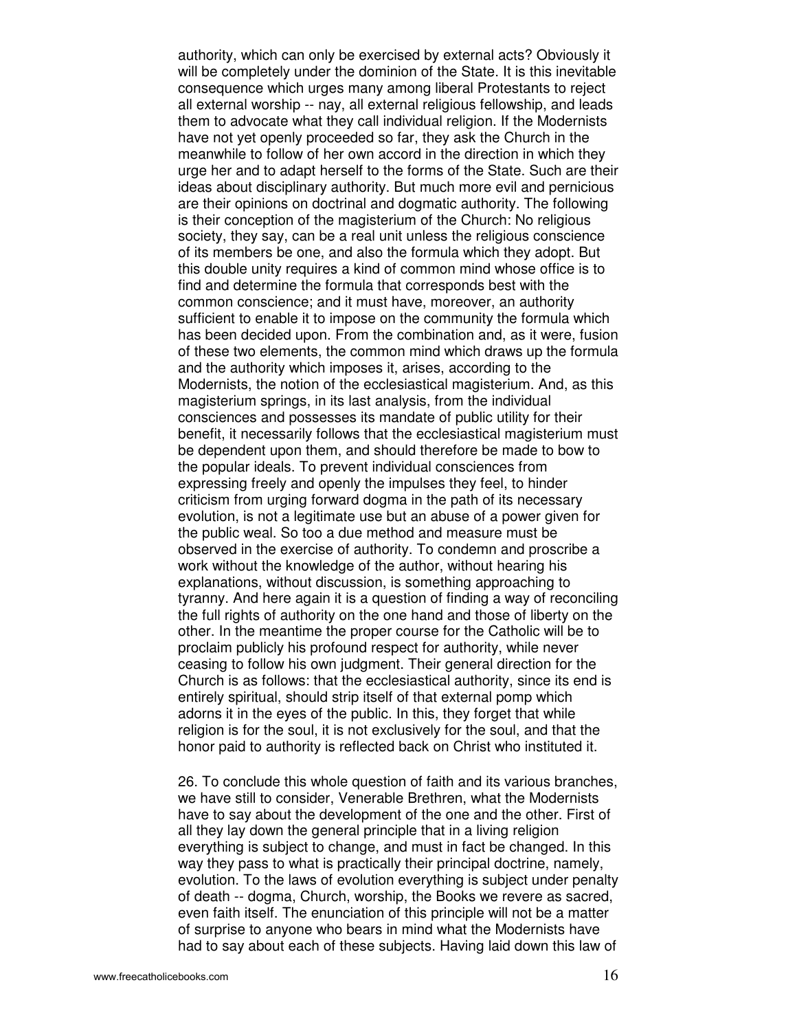authority, which can only be exercised by external acts? Obviously it will be completely under the dominion of the State. It is this inevitable consequence which urges many among liberal Protestants to reject all external worship -- nay, all external religious fellowship, and leads them to advocate what they call individual religion. If the Modernists have not yet openly proceeded so far, they ask the Church in the meanwhile to follow of her own accord in the direction in which they urge her and to adapt herself to the forms of the State. Such are their ideas about disciplinary authority. But much more evil and pernicious are their opinions on doctrinal and dogmatic authority. The following is their conception of the magisterium of the Church: No religious society, they say, can be a real unit unless the religious conscience of its members be one, and also the formula which they adopt. But this double unity requires a kind of common mind whose office is to find and determine the formula that corresponds best with the common conscience; and it must have, moreover, an authority sufficient to enable it to impose on the community the formula which has been decided upon. From the combination and, as it were, fusion of these two elements, the common mind which draws up the formula and the authority which imposes it, arises, according to the Modernists, the notion of the ecclesiastical magisterium. And, as this magisterium springs, in its last analysis, from the individual consciences and possesses its mandate of public utility for their benefit, it necessarily follows that the ecclesiastical magisterium must be dependent upon them, and should therefore be made to bow to the popular ideals. To prevent individual consciences from expressing freely and openly the impulses they feel, to hinder criticism from urging forward dogma in the path of its necessary evolution, is not a legitimate use but an abuse of a power given for the public weal. So too a due method and measure must be observed in the exercise of authority. To condemn and proscribe a work without the knowledge of the author, without hearing his explanations, without discussion, is something approaching to tyranny. And here again it is a question of finding a way of reconciling the full rights of authority on the one hand and those of liberty on the other. In the meantime the proper course for the Catholic will be to proclaim publicly his profound respect for authority, while never ceasing to follow his own judgment. Their general direction for the Church is as follows: that the ecclesiastical authority, since its end is entirely spiritual, should strip itself of that external pomp which adorns it in the eyes of the public. In this, they forget that while religion is for the soul, it is not exclusively for the soul, and that the honor paid to authority is reflected back on Christ who instituted it.

26. To conclude this whole question of faith and its various branches, we have still to consider, Venerable Brethren, what the Modernists have to say about the development of the one and the other. First of all they lay down the general principle that in a living religion everything is subject to change, and must in fact be changed. In this way they pass to what is practically their principal doctrine, namely, evolution. To the laws of evolution everything is subject under penalty of death -- dogma, Church, worship, the Books we revere as sacred, even faith itself. The enunciation of this principle will not be a matter of surprise to anyone who bears in mind what the Modernists have had to say about each of these subjects. Having laid down this law of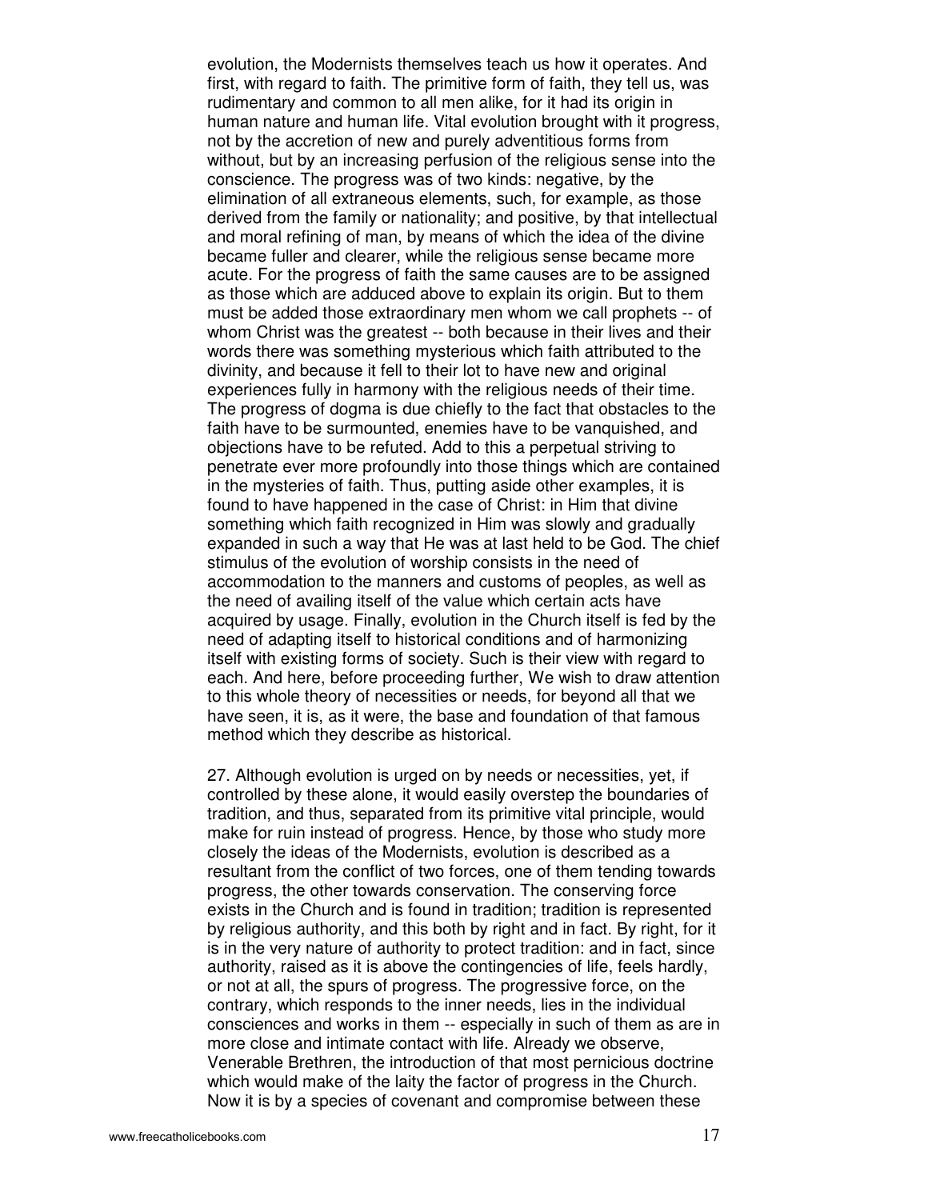evolution, the Modernists themselves teach us how it operates. And first, with regard to faith. The primitive form of faith, they tell us, was rudimentary and common to all men alike, for it had its origin in human nature and human life. Vital evolution brought with it progress, not by the accretion of new and purely adventitious forms from without, but by an increasing perfusion of the religious sense into the conscience. The progress was of two kinds: negative, by the elimination of all extraneous elements, such, for example, as those derived from the family or nationality; and positive, by that intellectual and moral refining of man, by means of which the idea of the divine became fuller and clearer, while the religious sense became more acute. For the progress of faith the same causes are to be assigned as those which are adduced above to explain its origin. But to them must be added those extraordinary men whom we call prophets -- of whom Christ was the greatest -- both because in their lives and their words there was something mysterious which faith attributed to the divinity, and because it fell to their lot to have new and original experiences fully in harmony with the religious needs of their time. The progress of dogma is due chiefly to the fact that obstacles to the faith have to be surmounted, enemies have to be vanquished, and objections have to be refuted. Add to this a perpetual striving to penetrate ever more profoundly into those things which are contained in the mysteries of faith. Thus, putting aside other examples, it is found to have happened in the case of Christ: in Him that divine something which faith recognized in Him was slowly and gradually expanded in such a way that He was at last held to be God. The chief stimulus of the evolution of worship consists in the need of accommodation to the manners and customs of peoples, as well as the need of availing itself of the value which certain acts have acquired by usage. Finally, evolution in the Church itself is fed by the need of adapting itself to historical conditions and of harmonizing itself with existing forms of society. Such is their view with regard to each. And here, before proceeding further, We wish to draw attention to this whole theory of necessities or needs, for beyond all that we have seen, it is, as it were, the base and foundation of that famous method which they describe as historical.

27. Although evolution is urged on by needs or necessities, yet, if controlled by these alone, it would easily overstep the boundaries of tradition, and thus, separated from its primitive vital principle, would make for ruin instead of progress. Hence, by those who study more closely the ideas of the Modernists, evolution is described as a resultant from the conflict of two forces, one of them tending towards progress, the other towards conservation. The conserving force exists in the Church and is found in tradition; tradition is represented by religious authority, and this both by right and in fact. By right, for it is in the very nature of authority to protect tradition: and in fact, since authority, raised as it is above the contingencies of life, feels hardly, or not at all, the spurs of progress. The progressive force, on the contrary, which responds to the inner needs, lies in the individual consciences and works in them -- especially in such of them as are in more close and intimate contact with life. Already we observe, Venerable Brethren, the introduction of that most pernicious doctrine which would make of the laity the factor of progress in the Church. Now it is by a species of covenant and compromise between these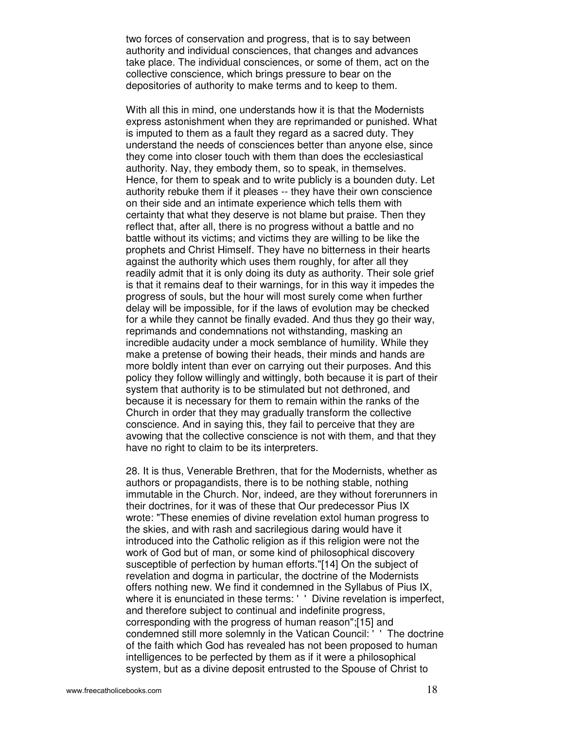two forces of conservation and progress, that is to say between authority and individual consciences, that changes and advances take place. The individual consciences, or some of them, act on the collective conscience, which brings pressure to bear on the depositories of authority to make terms and to keep to them.

With all this in mind, one understands how it is that the Modernists express astonishment when they are reprimanded or punished. What is imputed to them as a fault they regard as a sacred duty. They understand the needs of consciences better than anyone else, since they come into closer touch with them than does the ecclesiastical authority. Nay, they embody them, so to speak, in themselves. Hence, for them to speak and to write publicly is a bounden duty. Let authority rebuke them if it pleases -- they have their own conscience on their side and an intimate experience which tells them with certainty that what they deserve is not blame but praise. Then they reflect that, after all, there is no progress without a battle and no battle without its victims; and victims they are willing to be like the prophets and Christ Himself. They have no bitterness in their hearts against the authority which uses them roughly, for after all they readily admit that it is only doing its duty as authority. Their sole grief is that it remains deaf to their warnings, for in this way it impedes the progress of souls, but the hour will most surely come when further delay will be impossible, for if the laws of evolution may be checked for a while they cannot be finally evaded. And thus they go their way, reprimands and condemnations not withstanding, masking an incredible audacity under a mock semblance of humility. While they make a pretense of bowing their heads, their minds and hands are more boldly intent than ever on carrying out their purposes. And this policy they follow willingly and wittingly, both because it is part of their system that authority is to be stimulated but not dethroned, and because it is necessary for them to remain within the ranks of the Church in order that they may gradually transform the collective conscience. And in saying this, they fail to perceive that they are avowing that the collective conscience is not with them, and that they have no right to claim to be its interpreters.

28. It is thus, Venerable Brethren, that for the Modernists, whether as authors or propagandists, there is to be nothing stable, nothing immutable in the Church. Nor, indeed, are they without forerunners in their doctrines, for it was of these that Our predecessor Pius IX wrote: "These enemies of divine revelation extol human progress to the skies, and with rash and sacrilegious daring would have it introduced into the Catholic religion as if this religion were not the work of God but of man, or some kind of philosophical discovery susceptible of perfection by human efforts."[14] On the subject of revelation and dogma in particular, the doctrine of the Modernists offers nothing new. We find it condemned in the Syllabus of Pius IX, where it is enunciated in these terms: ' ' Divine revelation is imperfect, and therefore subject to continual and indefinite progress, corresponding with the progress of human reason";[15] and condemned still more solemnly in the Vatican Council: ' ' The doctrine of the faith which God has revealed has not been proposed to human intelligences to be perfected by them as if it were a philosophical system, but as a divine deposit entrusted to the Spouse of Christ to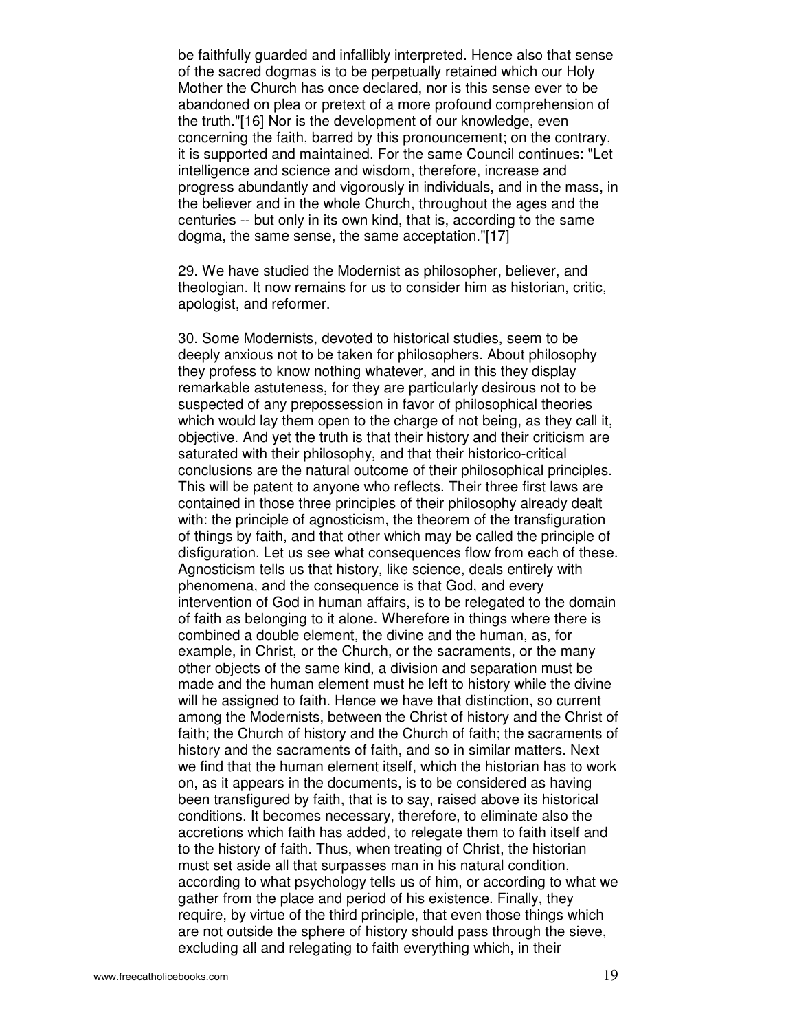be faithfully guarded and infallibly interpreted. Hence also that sense of the sacred dogmas is to be perpetually retained which our Holy Mother the Church has once declared, nor is this sense ever to be abandoned on plea or pretext of a more profound comprehension of the truth."[16] Nor is the development of our knowledge, even concerning the faith, barred by this pronouncement; on the contrary, it is supported and maintained. For the same Council continues: "Let intelligence and science and wisdom, therefore, increase and progress abundantly and vigorously in individuals, and in the mass, in the believer and in the whole Church, throughout the ages and the centuries -- but only in its own kind, that is, according to the same dogma, the same sense, the same acceptation."[17]

29. We have studied the Modernist as philosopher, believer, and theologian. It now remains for us to consider him as historian, critic, apologist, and reformer.

30. Some Modernists, devoted to historical studies, seem to be deeply anxious not to be taken for philosophers. About philosophy they profess to know nothing whatever, and in this they display remarkable astuteness, for they are particularly desirous not to be suspected of any prepossession in favor of philosophical theories which would lay them open to the charge of not being, as they call it, objective. And yet the truth is that their history and their criticism are saturated with their philosophy, and that their historico-critical conclusions are the natural outcome of their philosophical principles. This will be patent to anyone who reflects. Their three first laws are contained in those three principles of their philosophy already dealt with: the principle of agnosticism, the theorem of the transfiguration of things by faith, and that other which may be called the principle of disfiguration. Let us see what consequences flow from each of these. Agnosticism tells us that history, like science, deals entirely with phenomena, and the consequence is that God, and every intervention of God in human affairs, is to be relegated to the domain of faith as belonging to it alone. Wherefore in things where there is combined a double element, the divine and the human, as, for example, in Christ, or the Church, or the sacraments, or the many other objects of the same kind, a division and separation must be made and the human element must he left to history while the divine will he assigned to faith. Hence we have that distinction, so current among the Modernists, between the Christ of history and the Christ of faith; the Church of history and the Church of faith; the sacraments of history and the sacraments of faith, and so in similar matters. Next we find that the human element itself, which the historian has to work on, as it appears in the documents, is to be considered as having been transfigured by faith, that is to say, raised above its historical conditions. It becomes necessary, therefore, to eliminate also the accretions which faith has added, to relegate them to faith itself and to the history of faith. Thus, when treating of Christ, the historian must set aside all that surpasses man in his natural condition, according to what psychology tells us of him, or according to what we gather from the place and period of his existence. Finally, they require, by virtue of the third principle, that even those things which are not outside the sphere of history should pass through the sieve, excluding all and relegating to faith everything which, in their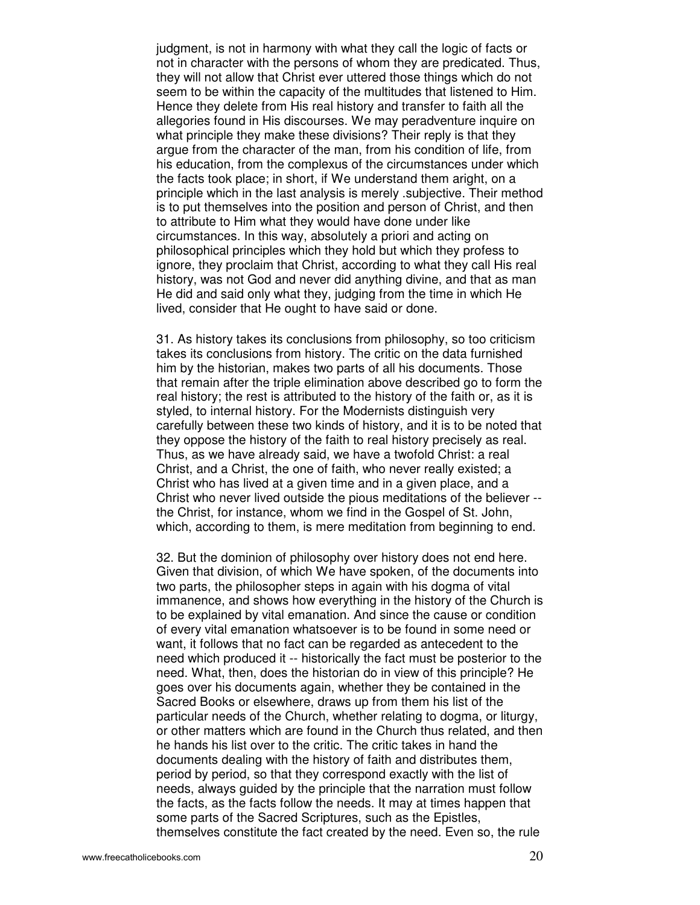judgment, is not in harmony with what they call the logic of facts or not in character with the persons of whom they are predicated. Thus, they will not allow that Christ ever uttered those things which do not seem to be within the capacity of the multitudes that listened to Him. Hence they delete from His real history and transfer to faith all the allegories found in His discourses. We may peradventure inquire on what principle they make these divisions? Their reply is that they argue from the character of the man, from his condition of life, from his education, from the complexus of the circumstances under which the facts took place; in short, if We understand them aright, on a principle which in the last analysis is merely .subjective. Their method is to put themselves into the position and person of Christ, and then to attribute to Him what they would have done under like circumstances. In this way, absolutely a priori and acting on philosophical principles which they hold but which they profess to ignore, they proclaim that Christ, according to what they call His real history, was not God and never did anything divine, and that as man He did and said only what they, judging from the time in which He lived, consider that He ought to have said or done.

31. As history takes its conclusions from philosophy, so too criticism takes its conclusions from history. The critic on the data furnished him by the historian, makes two parts of all his documents. Those that remain after the triple elimination above described go to form the real history; the rest is attributed to the history of the faith or, as it is styled, to internal history. For the Modernists distinguish very carefully between these two kinds of history, and it is to be noted that they oppose the history of the faith to real history precisely as real. Thus, as we have already said, we have a twofold Christ: a real Christ, and a Christ, the one of faith, who never really existed; a Christ who has lived at a given time and in a given place, and a Christ who never lived outside the pious meditations of the believer -- the Christ, for instance, whom we find in the Gospel of St. John, which, according to them, is mere meditation from beginning to end.

32. But the dominion of philosophy over history does not end here. Given that division, of which We have spoken, of the documents into two parts, the philosopher steps in again with his dogma of vital immanence, and shows how everything in the history of the Church is to be explained by vital emanation. And since the cause or condition of every vital emanation whatsoever is to be found in some need or want, it follows that no fact can be regarded as antecedent to the need which produced it -- historically the fact must be posterior to the need. What, then, does the historian do in view of this principle? He goes over his documents again, whether they be contained in the Sacred Books or elsewhere, draws up from them his list of the particular needs of the Church, whether relating to dogma, or liturgy, or other matters which are found in the Church thus related, and then he hands his list over to the critic. The critic takes in hand the documents dealing with the history of faith and distributes them, period by period, so that they correspond exactly with the list of needs, always guided by the principle that the narration must follow the facts, as the facts follow the needs. It may at times happen that some parts of the Sacred Scriptures, such as the Epistles, themselves constitute the fact created by the need. Even so, the rule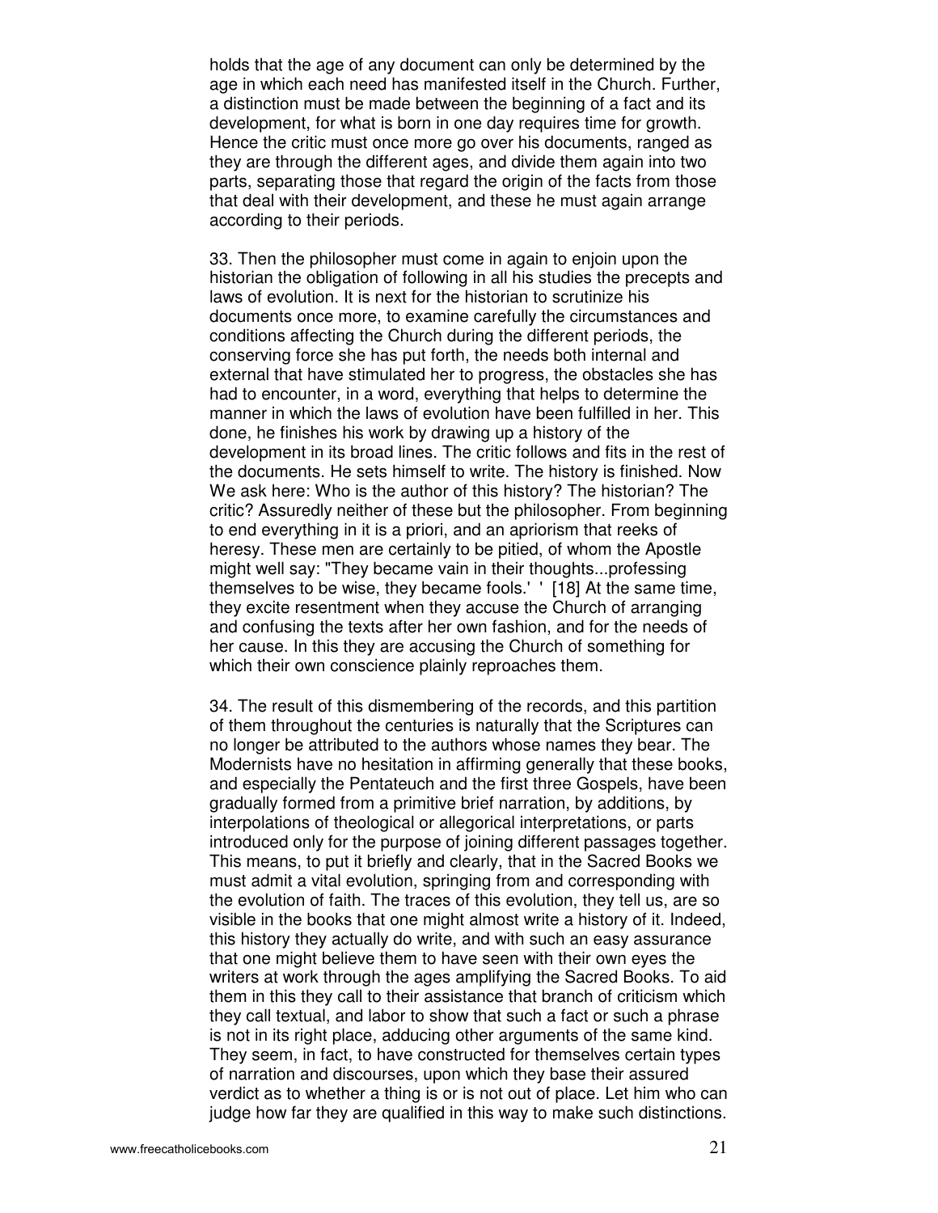holds that the age of any document can only be determined by the age in which each need has manifested itself in the Church. Further, a distinction must be made between the beginning of a fact and its development, for what is born in one day requires time for growth. Hence the critic must once more go over his documents, ranged as they are through the different ages, and divide them again into two parts, separating those that regard the origin of the facts from those that deal with their development, and these he must again arrange according to their periods.

33. Then the philosopher must come in again to enjoin upon the historian the obligation of following in all his studies the precepts and laws of evolution. It is next for the historian to scrutinize his documents once more, to examine carefully the circumstances and conditions affecting the Church during the different periods, the conserving force she has put forth, the needs both internal and external that have stimulated her to progress, the obstacles she has had to encounter, in a word, everything that helps to determine the manner in which the laws of evolution have been fulfilled in her. This done, he finishes his work by drawing up a history of the development in its broad lines. The critic follows and fits in the rest of the documents. He sets himself to write. The history is finished. Now We ask here: Who is the author of this history? The historian? The critic? Assuredly neither of these but the philosopher. From beginning to end everything in it is a priori, and an apriorism that reeks of heresy. These men are certainly to be pitied, of whom the Apostle might well say: "They became vain in their thoughts...professing themselves to be wise, they became fools.' ' [18] At the same time, they excite resentment when they accuse the Church of arranging and confusing the texts after her own fashion, and for the needs of her cause. In this they are accusing the Church of something for which their own conscience plainly reproaches them.

34. The result of this dismembering of the records, and this partition of them throughout the centuries is naturally that the Scriptures can no longer be attributed to the authors whose names they bear. The Modernists have no hesitation in affirming generally that these books, and especially the Pentateuch and the first three Gospels, have been gradually formed from a primitive brief narration, by additions, by interpolations of theological or allegorical interpretations, or parts introduced only for the purpose of joining different passages together. This means, to put it briefly and clearly, that in the Sacred Books we must admit a vital evolution, springing from and corresponding with the evolution of faith. The traces of this evolution, they tell us, are so visible in the books that one might almost write a history of it. Indeed, this history they actually do write, and with such an easy assurance that one might believe them to have seen with their own eyes the writers at work through the ages amplifying the Sacred Books. To aid them in this they call to their assistance that branch of criticism which they call textual, and labor to show that such a fact or such a phrase is not in its right place, adducing other arguments of the same kind. They seem, in fact, to have constructed for themselves certain types of narration and discourses, upon which they base their assured verdict as to whether a thing is or is not out of place. Let him who can judge how far they are qualified in this way to make such distinctions.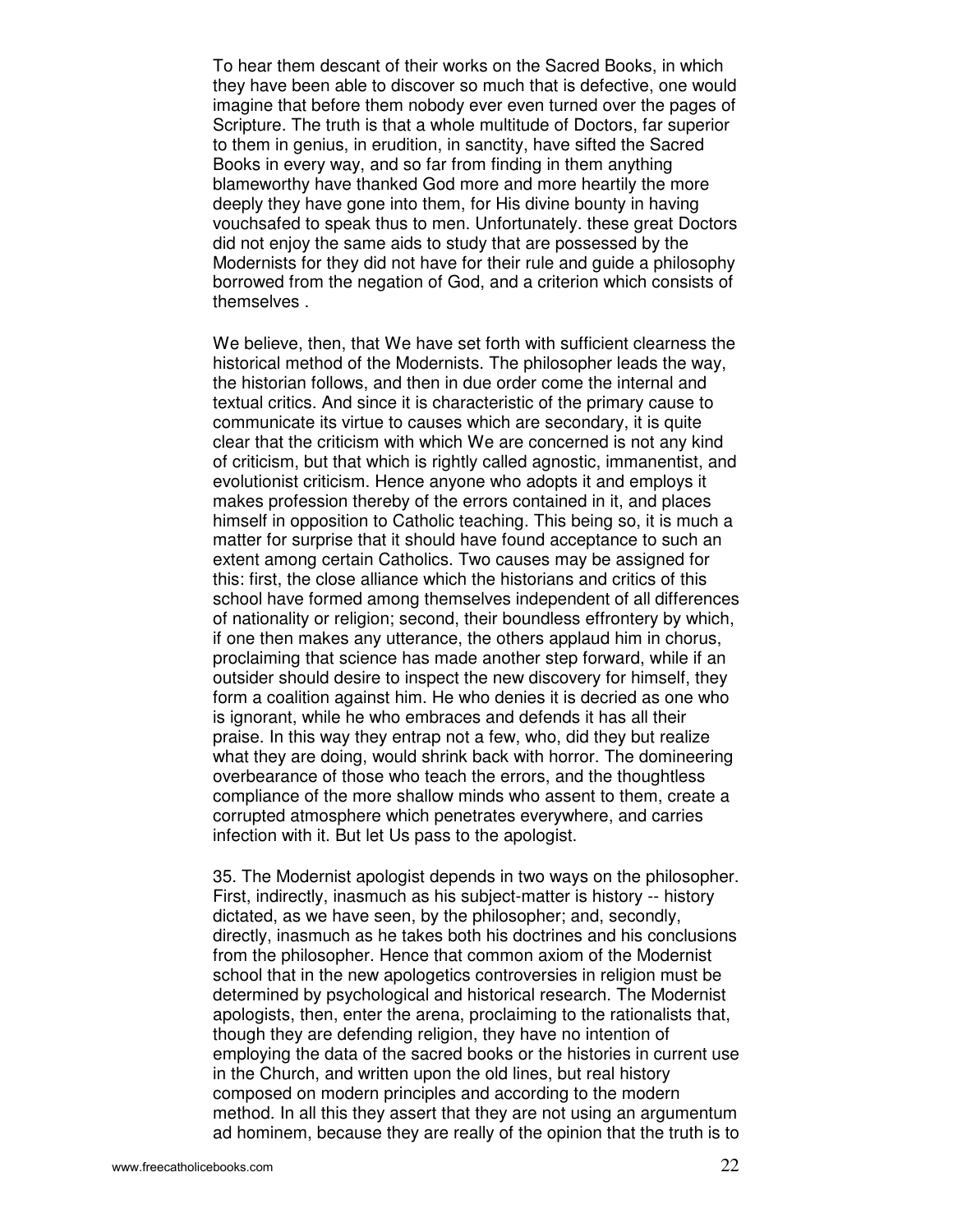To hear them descant of their works on the Sacred Books, in which they have been able to discover so much that is defective, one would imagine that before them nobody ever even turned over the pages of Scripture. The truth is that a whole multitude of Doctors, far superior to them in genius, in erudition, in sanctity, have sifted the Sacred Books in every way, and so far from finding in them anything blameworthy have thanked God more and more heartily the more deeply they have gone into them, for His divine bounty in having vouchsafed to speak thus to men. Unfortunately. these great Doctors did not enjoy the same aids to study that are possessed by the Modernists for they did not have for their rule and guide a philosophy borrowed from the negation of God, and a criterion which consists of themselves .

We believe, then, that We have set forth with sufficient clearness the historical method of the Modernists. The philosopher leads the way, the historian follows, and then in due order come the internal and textual critics. And since it is characteristic of the primary cause to communicate its virtue to causes which are secondary, it is quite clear that the criticism with which We are concerned is not any kind of criticism, but that which is rightly called agnostic, immanentist, and evolutionist criticism. Hence anyone who adopts it and employs it makes profession thereby of the errors contained in it, and places himself in opposition to Catholic teaching. This being so, it is much a matter for surprise that it should have found acceptance to such an extent among certain Catholics. Two causes may be assigned for this: first, the close alliance which the historians and critics of this school have formed among themselves independent of all differences of nationality or religion; second, their boundless effrontery by which, if one then makes any utterance, the others applaud him in chorus, proclaiming that science has made another step forward, while if an outsider should desire to inspect the new discovery for himself, they form a coalition against him. He who denies it is decried as one who is ignorant, while he who embraces and defends it has all their praise. In this way they entrap not a few, who, did they but realize what they are doing, would shrink back with horror. The domineering overbearance of those who teach the errors, and the thoughtless compliance of the more shallow minds who assent to them, create a corrupted atmosphere which penetrates everywhere, and carries infection with it. But let Us pass to the apologist.

35. The Modernist apologist depends in two ways on the philosopher. First, indirectly, inasmuch as his subject-matter is history -- history dictated, as we have seen, by the philosopher; and, secondly, directly, inasmuch as he takes both his doctrines and his conclusions from the philosopher. Hence that common axiom of the Modernist school that in the new apologetics controversies in religion must be determined by psychological and historical research. The Modernist apologists, then, enter the arena, proclaiming to the rationalists that, though they are defending religion, they have no intention of employing the data of the sacred books or the histories in current use in the Church, and written upon the old lines, but real history composed on modern principles and according to the modern method. In all this they assert that they are not using an argumentum ad hominem, because they are really of the opinion that the truth is to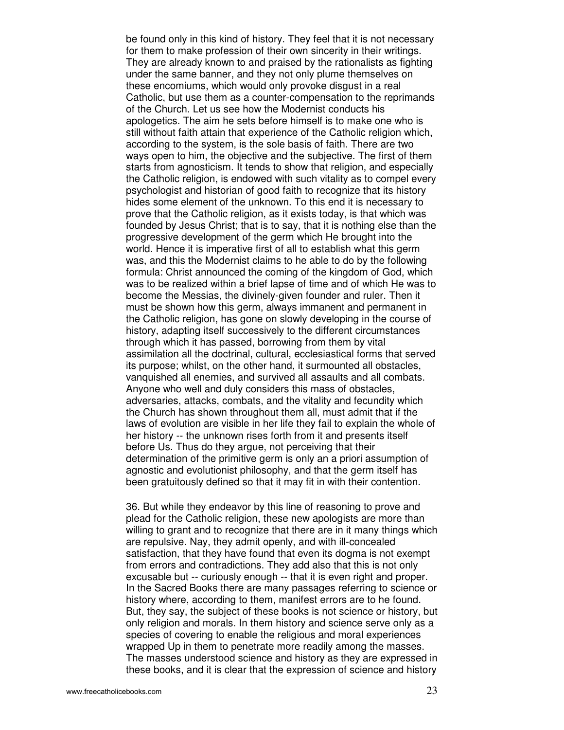be found only in this kind of history. They feel that it is not necessary for them to make profession of their own sincerity in their writings. They are already known to and praised by the rationalists as fighting under the same banner, and they not only plume themselves on these encomiums, which would only provoke disgust in a real Catholic, but use them as a counter-compensation to the reprimands of the Church. Let us see how the Modernist conducts his apologetics. The aim he sets before himself is to make one who is still without faith attain that experience of the Catholic religion which, according to the system, is the sole basis of faith. There are two ways open to him, the objective and the subjective. The first of them starts from agnosticism. It tends to show that religion, and especially the Catholic religion, is endowed with such vitality as to compel every psychologist and historian of good faith to recognize that its history hides some element of the unknown. To this end it is necessary to prove that the Catholic religion, as it exists today, is that which was founded by Jesus Christ; that is to say, that it is nothing else than the progressive development of the germ which He brought into the world. Hence it is imperative first of all to establish what this germ was, and this the Modernist claims to he able to do by the following formula: Christ announced the coming of the kingdom of God, which was to be realized within a brief lapse of time and of which He was to become the Messias, the divinely-given founder and ruler. Then it must be shown how this germ, always immanent and permanent in the Catholic religion, has gone on slowly developing in the course of history, adapting itself successively to the different circumstances through which it has passed, borrowing from them by vital assimilation all the doctrinal, cultural, ecclesiastical forms that served its purpose; whilst, on the other hand, it surmounted all obstacles, vanquished all enemies, and survived all assaults and all combats. Anyone who well and duly considers this mass of obstacles, adversaries, attacks, combats, and the vitality and fecundity which the Church has shown throughout them all, must admit that if the laws of evolution are visible in her life they fail to explain the whole of her history -- the unknown rises forth from it and presents itself before Us. Thus do they argue, not perceiving that their determination of the primitive germ is only an a priori assumption of agnostic and evolutionist philosophy, and that the germ itself has been gratuitously defined so that it may fit in with their contention.

36. But while they endeavor by this line of reasoning to prove and plead for the Catholic religion, these new apologists are more than willing to grant and to recognize that there are in it many things which are repulsive. Nay, they admit openly, and with ill-concealed satisfaction, that they have found that even its dogma is not exempt from errors and contradictions. They add also that this is not only excusable but -- curiously enough -- that it is even right and proper. In the Sacred Books there are many passages referring to science or history where, according to them, manifest errors are to he found. But, they say, the subject of these books is not science or history, but only religion and morals. In them history and science serve only as a species of covering to enable the religious and moral experiences wrapped Up in them to penetrate more readily among the masses. The masses understood science and history as they are expressed in these books, and it is clear that the expression of science and history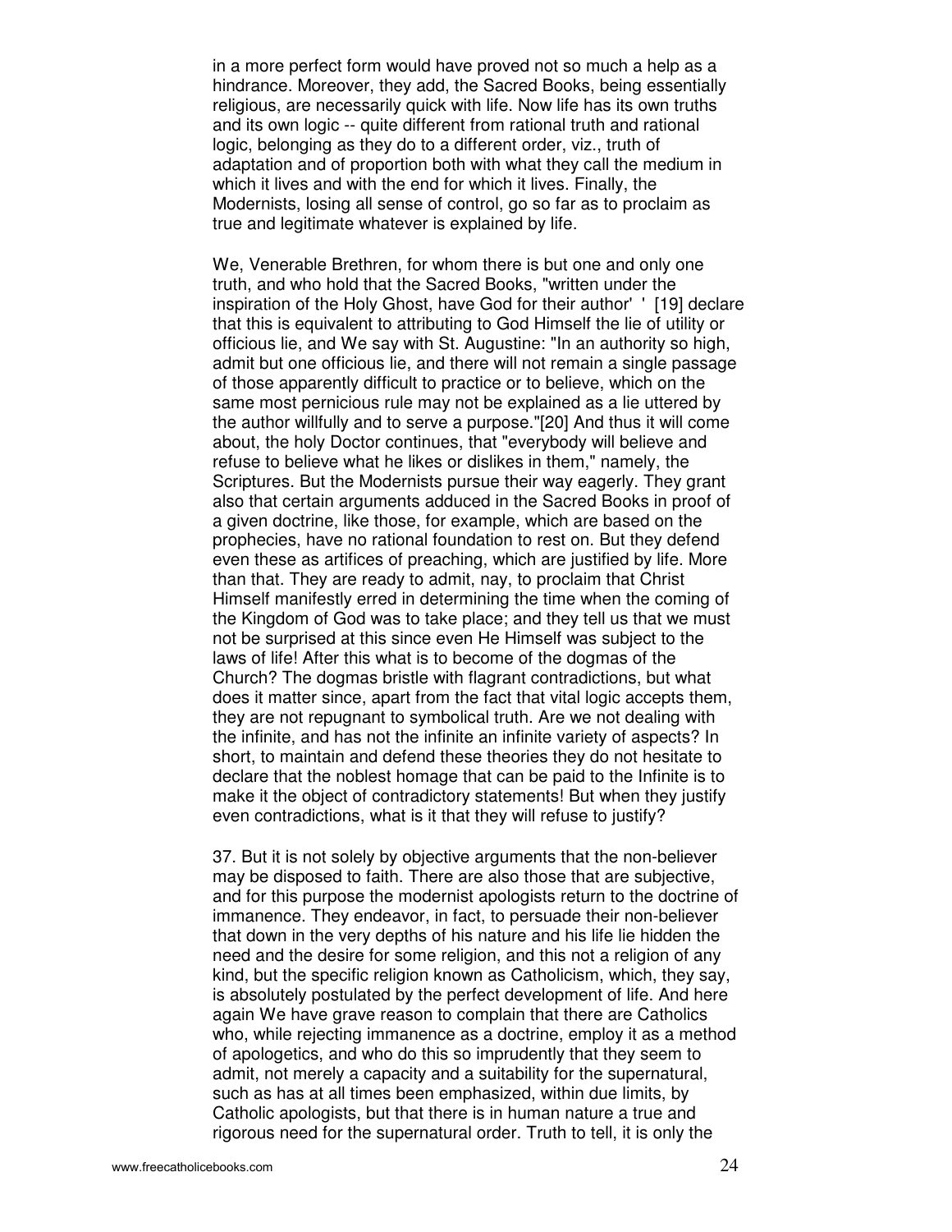in a more perfect form would have proved not so much a help as a hindrance. Moreover, they add, the Sacred Books, being essentially religious, are necessarily quick with life. Now life has its own truths and its own logic -- quite different from rational truth and rational logic, belonging as they do to a different order, viz., truth of adaptation and of proportion both with what they call the medium in which it lives and with the end for which it lives. Finally, the Modernists, losing all sense of control, go so far as to proclaim as true and legitimate whatever is explained by life.

We, Venerable Brethren, for whom there is but one and only one truth, and who hold that the Sacred Books, "written under the inspiration of the Holy Ghost, have God for their author' ' [19] declare that this is equivalent to attributing to God Himself the lie of utility or officious lie, and We say with St. Augustine: "In an authority so high, admit but one officious lie, and there will not remain a single passage of those apparently difficult to practice or to believe, which on the same most pernicious rule may not be explained as a lie uttered by the author willfully and to serve a purpose."[20] And thus it will come about, the holy Doctor continues, that "everybody will believe and refuse to believe what he likes or dislikes in them," namely, the Scriptures. But the Modernists pursue their way eagerly. They grant also that certain arguments adduced in the Sacred Books in proof of a given doctrine, like those, for example, which are based on the prophecies, have no rational foundation to rest on. But they defend even these as artifices of preaching, which are justified by life. More than that. They are ready to admit, nay, to proclaim that Christ Himself manifestly erred in determining the time when the coming of the Kingdom of God was to take place; and they tell us that we must not be surprised at this since even He Himself was subject to the laws of life! After this what is to become of the dogmas of the Church? The dogmas bristle with flagrant contradictions, but what does it matter since, apart from the fact that vital logic accepts them, they are not repugnant to symbolical truth. Are we not dealing with the infinite, and has not the infinite an infinite variety of aspects? In short, to maintain and defend these theories they do not hesitate to declare that the noblest homage that can be paid to the Infinite is to make it the object of contradictory statements! But when they justify even contradictions, what is it that they will refuse to justify?

37. But it is not solely by objective arguments that the non-believer may be disposed to faith. There are also those that are subjective, and for this purpose the modernist apologists return to the doctrine of immanence. They endeavor, in fact, to persuade their non-believer that down in the very depths of his nature and his life lie hidden the need and the desire for some religion, and this not a religion of any kind, but the specific religion known as Catholicism, which, they say, is absolutely postulated by the perfect development of life. And here again We have grave reason to complain that there are Catholics who, while rejecting immanence as a doctrine, employ it as a method of apologetics, and who do this so imprudently that they seem to admit, not merely a capacity and a suitability for the supernatural, such as has at all times been emphasized, within due limits, by Catholic apologists, but that there is in human nature a true and rigorous need for the supernatural order. Truth to tell, it is only the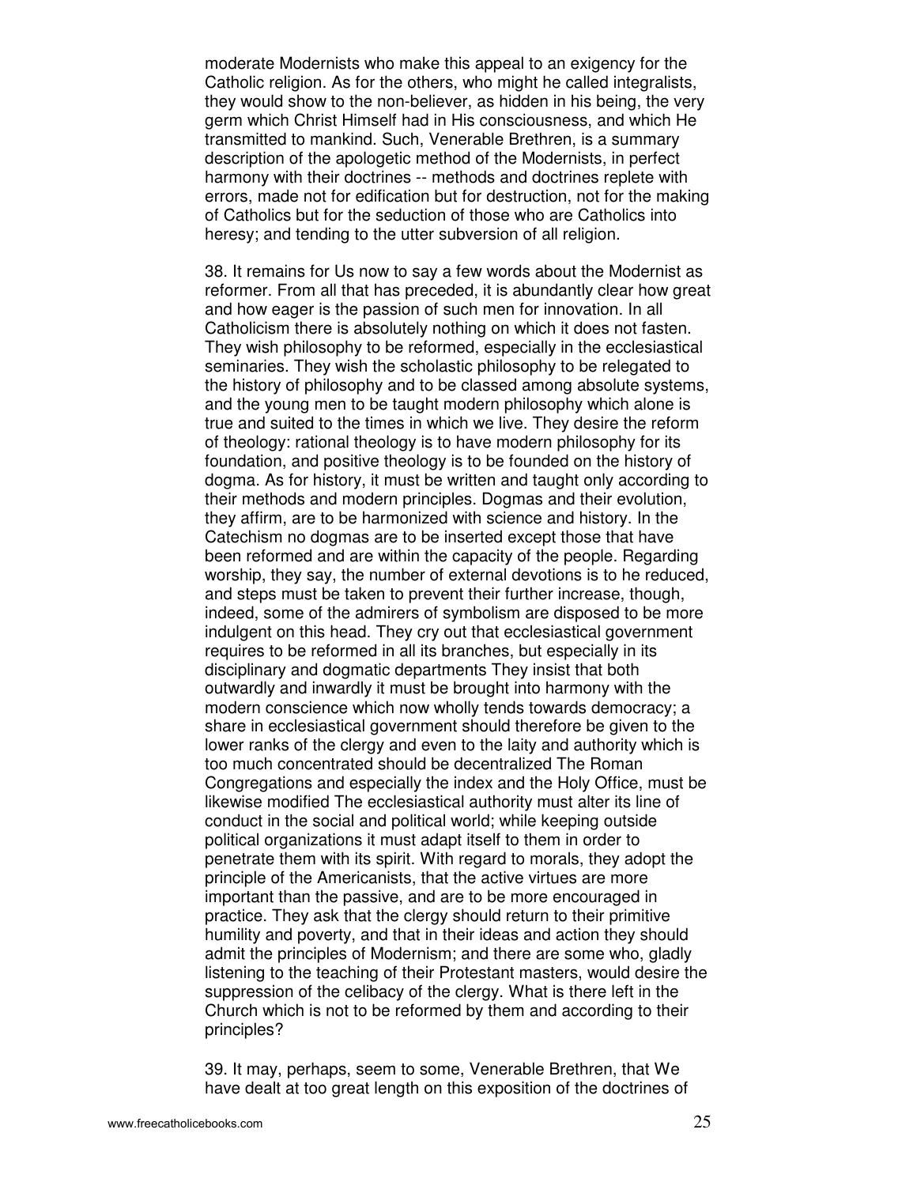moderate Modernists who make this appeal to an exigency for the Catholic religion. As for the others, who might he called integralists, they would show to the non-believer, as hidden in his being, the very germ which Christ Himself had in His consciousness, and which He transmitted to mankind. Such, Venerable Brethren, is a summary description of the apologetic method of the Modernists, in perfect harmony with their doctrines -- methods and doctrines replete with errors, made not for edification but for destruction, not for the making of Catholics but for the seduction of those who are Catholics into heresy; and tending to the utter subversion of all religion.

38. It remains for Us now to say a few words about the Modernist as reformer. From all that has preceded, it is abundantly clear how great and how eager is the passion of such men for innovation. In all Catholicism there is absolutely nothing on which it does not fasten. They wish philosophy to be reformed, especially in the ecclesiastical seminaries. They wish the scholastic philosophy to be relegated to the history of philosophy and to be classed among absolute systems, and the young men to be taught modern philosophy which alone is true and suited to the times in which we live. They desire the reform of theology: rational theology is to have modern philosophy for its foundation, and positive theology is to be founded on the history of dogma. As for history, it must be written and taught only according to their methods and modern principles. Dogmas and their evolution, they affirm, are to be harmonized with science and history. In the Catechism no dogmas are to be inserted except those that have been reformed and are within the capacity of the people. Regarding worship, they say, the number of external devotions is to he reduced, and steps must be taken to prevent their further increase, though, indeed, some of the admirers of symbolism are disposed to be more indulgent on this head. They cry out that ecclesiastical government requires to be reformed in all its branches, but especially in its disciplinary and dogmatic departments They insist that both outwardly and inwardly it must be brought into harmony with the modern conscience which now wholly tends towards democracy; a share in ecclesiastical government should therefore be given to the lower ranks of the clergy and even to the laity and authority which is too much concentrated should be decentralized The Roman Congregations and especially the index and the Holy Office, must be likewise modified The ecclesiastical authority must alter its line of conduct in the social and political world; while keeping outside political organizations it must adapt itself to them in order to penetrate them with its spirit. With regard to morals, they adopt the principle of the Americanists, that the active virtues are more important than the passive, and are to be more encouraged in practice. They ask that the clergy should return to their primitive humility and poverty, and that in their ideas and action they should admit the principles of Modernism; and there are some who, gladly listening to the teaching of their Protestant masters, would desire the suppression of the celibacy of the clergy. What is there left in the Church which is not to be reformed by them and according to their principles?

39. It may, perhaps, seem to some, Venerable Brethren, that We have dealt at too great length on this exposition of the doctrines of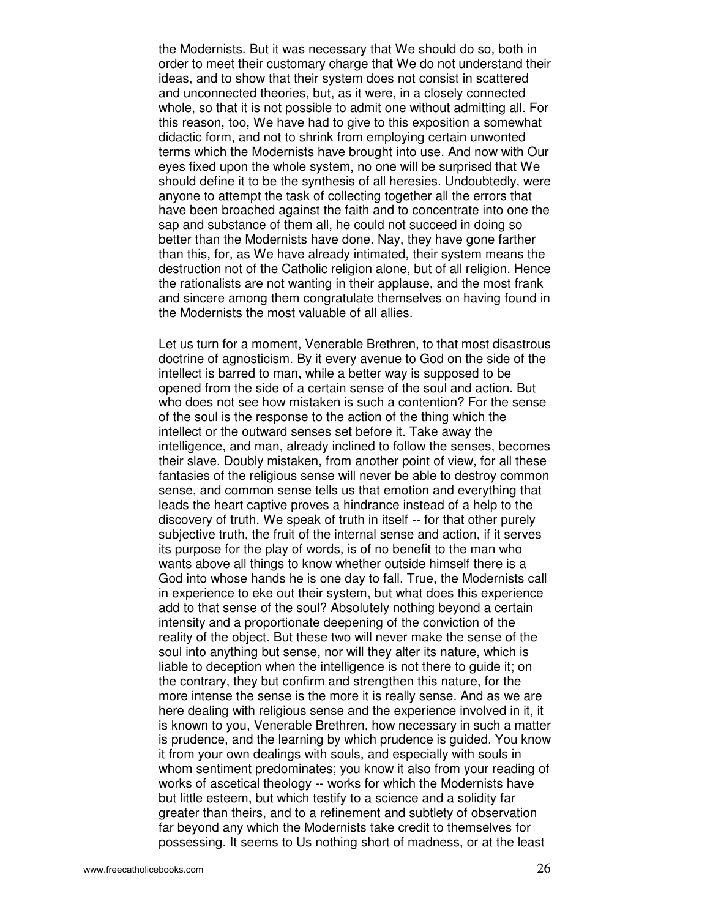the Modernists. But it was necessary that We should do so, both in order to meet their customary charge that We do not understand their ideas, and to show that their system does not consist in scattered and unconnected theories, but, as it were, in a closely connected whole, so that it is not possible to admit one without admitting all. For this reason, too, We have had to give to this exposition a somewhat didactic form, and not to shrink from employing certain unwonted terms which the Modernists have brought into use. And now with Our eyes fixed upon the whole system, no one will be surprised that We should define it to be the synthesis of all heresies. Undoubtedly, were anyone to attempt the task of collecting together all the errors that have been broached against the faith and to concentrate into one the sap and substance of them all, he could not succeed in doing so better than the Modernists have done. Nay, they have gone farther than this, for, as We have already intimated, their system means the destruction not of the Catholic religion alone, but of all religion. Hence the rationalists are not wanting in their applause, and the most frank and sincere among them congratulate themselves on having found in the Modernists the most valuable of all allies.

Let us turn for a moment, Venerable Brethren, to that most disastrous doctrine of agnosticism. By it every avenue to God on the side of the intellect is barred to man, while a better way is supposed to be opened from the side of a certain sense of the soul and action. But who does not see how mistaken is such a contention? For the sense of the soul is the response to the action of the thing which the intellect or the outward senses set before it. Take away the intelligence, and man, already inclined to follow the senses, becomes their slave. Doubly mistaken, from another point of view, for all these fantasies of the religious sense will never be able to destroy common sense, and common sense tells us that emotion and everything that leads the heart captive proves a hindrance instead of a help to the discovery of truth. We speak of truth in itself -- for that other purely subjective truth, the fruit of the internal sense and action, if it serves its purpose for the play of words, is of no benefit to the man who wants above all things to know whether outside himself there is a God into whose hands he is one day to fall. True, the Modernists call in experience to eke out their system, but what does this experience add to that sense of the soul? Absolutely nothing beyond a certain intensity and a proportionate deepening of the conviction of the reality of the object. But these two will never make the sense of the soul into anything but sense, nor will they alter its nature, which is liable to deception when the intelligence is not there to guide it; on the contrary, they but confirm and strengthen this nature, for the more intense the sense is the more it is really sense. And as we are here dealing with religious sense and the experience involved in it, it is known to you, Venerable Brethren, how necessary in such a matter is prudence, and the learning by which prudence is guided. You know it from your own dealings with souls, and especially with souls in whom sentiment predominates; you know it also from your reading of works of ascetical theology -- works for which the Modernists have but little esteem, but which testify to a science and a solidity far greater than theirs, and to a refinement and subtlety of observation far beyond any which the Modernists take credit to themselves for possessing. It seems to Us nothing short of madness, or at the least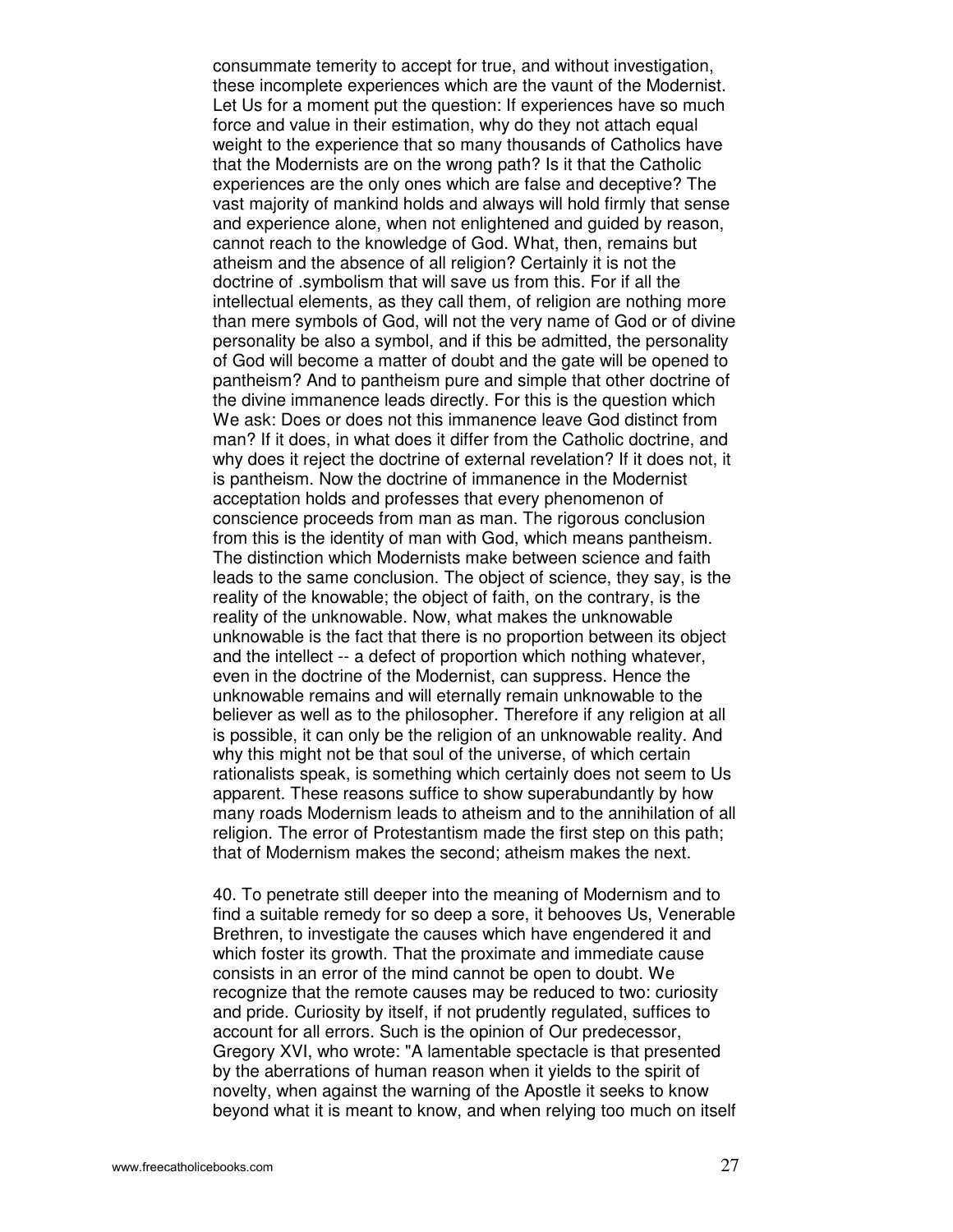consummate temerity to accept for true, and without investigation, these incomplete experiences which are the vaunt of the Modernist. Let Us for a moment put the question: If experiences have so much force and value in their estimation, why do they not attach equal weight to the experience that so many thousands of Catholics have that the Modernists are on the wrong path? Is it that the Catholic experiences are the only ones which are false and deceptive? The vast majority of mankind holds and always will hold firmly that sense and experience alone, when not enlightened and guided by reason, cannot reach to the knowledge of God. What, then, remains but atheism and the absence of all religion? Certainly it is not the doctrine of .symbolism that will save us from this. For if all the intellectual elements, as they call them, of religion are nothing more than mere symbols of God, will not the very name of God or of divine personality be also a symbol, and if this be admitted, the personality of God will become a matter of doubt and the gate will be opened to pantheism? And to pantheism pure and simple that other doctrine of the divine immanence leads directly. For this is the question which We ask: Does or does not this immanence leave God distinct from man? If it does, in what does it differ from the Catholic doctrine, and why does it reject the doctrine of external revelation? If it does not, it is pantheism. Now the doctrine of immanence in the Modernist acceptation holds and professes that every phenomenon of conscience proceeds from man as man. The rigorous conclusion from this is the identity of man with God, which means pantheism. The distinction which Modernists make between science and faith leads to the same conclusion. The object of science, they say, is the reality of the knowable; the object of faith, on the contrary, is the reality of the unknowable. Now, what makes the unknowable unknowable is the fact that there is no proportion between its object and the intellect -- a defect of proportion which nothing whatever, even in the doctrine of the Modernist, can suppress. Hence the unknowable remains and will eternally remain unknowable to the believer as well as to the philosopher. Therefore if any religion at all is possible, it can only be the religion of an unknowable reality. And why this might not be that soul of the universe, of which certain rationalists speak, is something which certainly does not seem to Us apparent. These reasons suffice to show superabundantly by how many roads Modernism leads to atheism and to the annihilation of all religion. The error of Protestantism made the first step on this path; that of Modernism makes the second; atheism makes the next.

40. To penetrate still deeper into the meaning of Modernism and to find a suitable remedy for so deep a sore, it behooves Us, Venerable Brethren, to investigate the causes which have engendered it and which foster its growth. That the proximate and immediate cause consists in an error of the mind cannot be open to doubt. We recognize that the remote causes may be reduced to two: curiosity and pride. Curiosity by itself, if not prudently regulated, suffices to account for all errors. Such is the opinion of Our predecessor, Gregory XVI, who wrote: "A lamentable spectacle is that presented by the aberrations of human reason when it yields to the spirit of novelty, when against the warning of the Apostle it seeks to know beyond what it is meant to know, and when relying too much on itself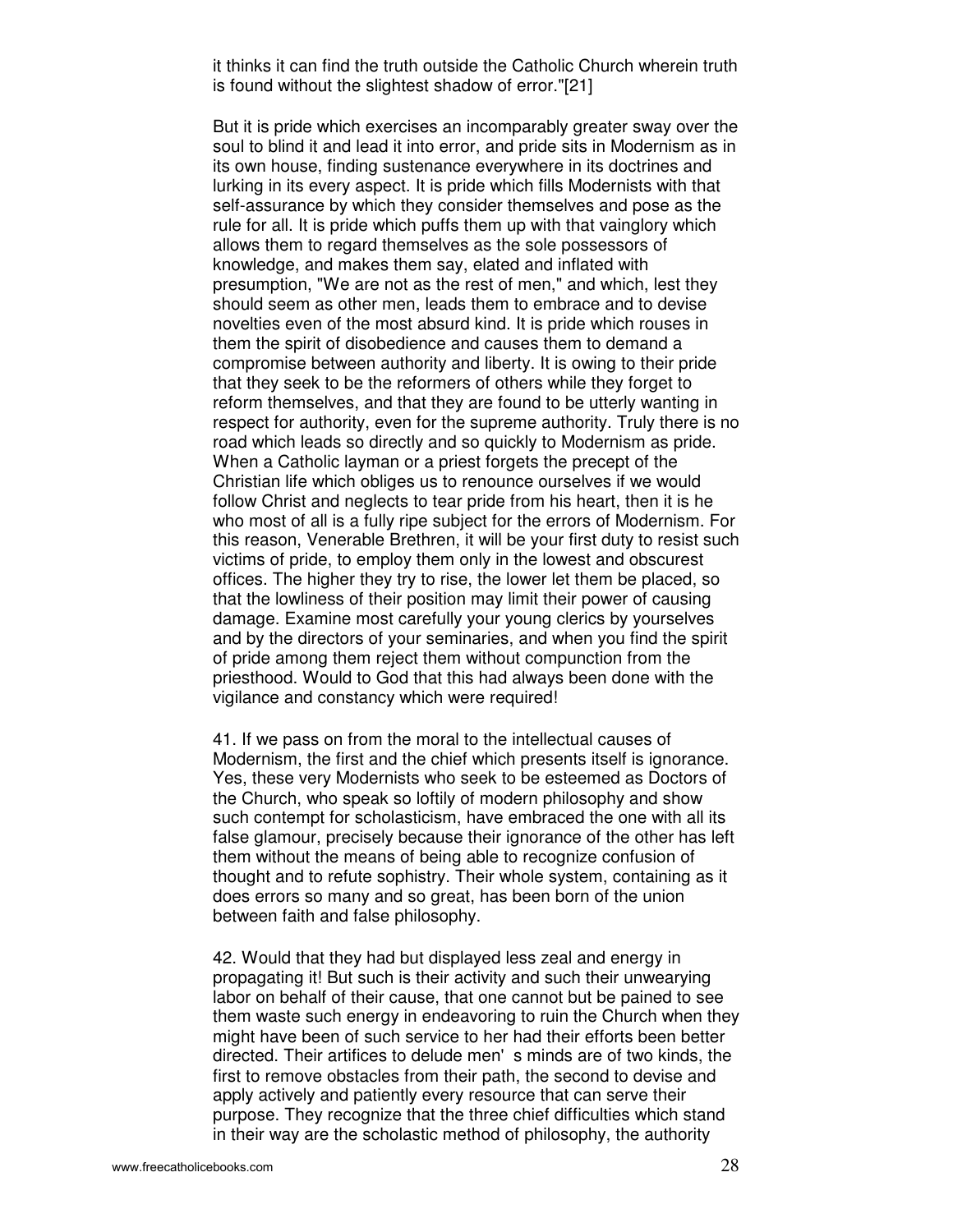it thinks it can find the truth outside the Catholic Church wherein truth is found without the slightest shadow of error."[21]

But it is pride which exercises an incomparably greater sway over the soul to blind it and lead it into error, and pride sits in Modernism as in its own house, finding sustenance everywhere in its doctrines and lurking in its every aspect. It is pride which fills Modernists with that self-assurance by which they consider themselves and pose as the rule for all. It is pride which puffs them up with that vainglory which allows them to regard themselves as the sole possessors of knowledge, and makes them say, elated and inflated with presumption, "We are not as the rest of men," and which, lest they should seem as other men, leads them to embrace and to devise novelties even of the most absurd kind. It is pride which rouses in them the spirit of disobedience and causes them to demand a compromise between authority and liberty. It is owing to their pride that they seek to be the reformers of others while they forget to reform themselves, and that they are found to be utterly wanting in respect for authority, even for the supreme authority. Truly there is no road which leads so directly and so quickly to Modernism as pride. When a Catholic layman or a priest forgets the precept of the Christian life which obliges us to renounce ourselves if we would follow Christ and neglects to tear pride from his heart, then it is he who most of all is a fully ripe subject for the errors of Modernism. For this reason, Venerable Brethren, it will be your first duty to resist such victims of pride, to employ them only in the lowest and obscurest offices. The higher they try to rise, the lower let them be placed, so that the lowliness of their position may limit their power of causing damage. Examine most carefully your young clerics by yourselves and by the directors of your seminaries, and when you find the spirit of pride among them reject them without compunction from the priesthood. Would to God that this had always been done with the vigilance and constancy which were required!

41. If we pass on from the moral to the intellectual causes of Modernism, the first and the chief which presents itself is ignorance. Yes, these very Modernists who seek to be esteemed as Doctors of the Church, who speak so loftily of modern philosophy and show such contempt for scholasticism, have embraced the one with all its false glamour, precisely because their ignorance of the other has left them without the means of being able to recognize confusion of thought and to refute sophistry. Their whole system, containing as it does errors so many and so great, has been born of the union between faith and false philosophy.

42. Would that they had but displayed less zeal and energy in propagating it! But such is their activity and such their unwearying labor on behalf of their cause, that one cannot but be pained to see them waste such energy in endeavoring to ruin the Church when they might have been of such service to her had their efforts been better directed. Their artifices to delude men's minds are of two kinds, the first to remove obstacles from their path, the second to devise and apply actively and patiently every resource that can serve their purpose. They recognize that the three chief difficulties which stand in their way are the scholastic method of philosophy, the authority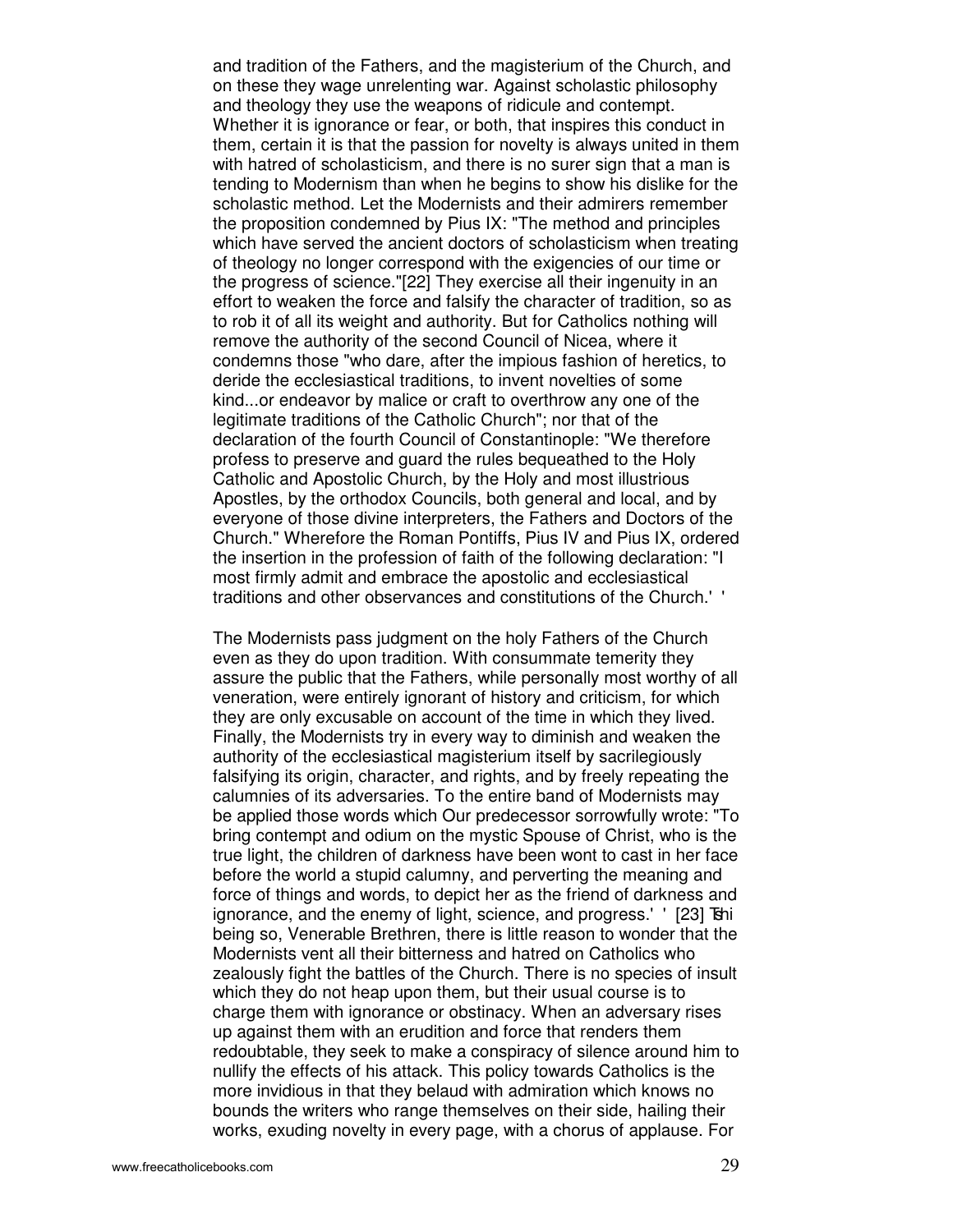and tradition of the Fathers, and the magisterium of the Church, and on these they wage unrelenting war. Against scholastic philosophy and theology they use the weapons of ridicule and contempt. Whether it is ignorance or fear, or both, that inspires this conduct in them, certain it is that the passion for novelty is always united in them with hatred of scholasticism, and there is no surer sign that a man is tending to Modernism than when he begins to show his dislike for the scholastic method. Let the Modernists and their admirers remember the proposition condemned by Pius IX: "The method and principles which have served the ancient doctors of scholasticism when treating of theology no longer correspond with the exigencies of our time or the progress of science."[22] They exercise all their ingenuity in an effort to weaken the force and falsify the character of tradition, so as to rob it of all its weight and authority. But for Catholics nothing will remove the authority of the second Council of Nicea, where it condemns those "who dare, after the impious fashion of heretics, to deride the ecclesiastical traditions, to invent novelties of some kind...or endeavor by malice or craft to overthrow any one of the legitimate traditions of the Catholic Church"; nor that of the declaration of the fourth Council of Constantinople: "We therefore profess to preserve and guard the rules bequeathed to the Holy Catholic and Apostolic Church, by the Holy and most illustrious Apostles, by the orthodox Councils, both general and local, and by everyone of those divine interpreters, the Fathers and Doctors of the Church." Wherefore the Roman Pontiffs, Pius IV and Pius IX, ordered the insertion in the profession of faith of the following declaration: "I most firmly admit and embrace the apostolic and ecclesiastical traditions and other observances and constitutions of the Church.' '

The Modernists pass judgment on the holy Fathers of the Church even as they do upon tradition. With consummate temerity they assure the public that the Fathers, while personally most worthy of all veneration, were entirely ignorant of history and criticism, for which they are only excusable on account of the time in which they lived. Finally, the Modernists try in every way to diminish and weaken the authority of the ecclesiastical magisterium itself by sacrilegiously falsifying its origin, character, and rights, and by freely repeating the calumnies of its adversaries. To the entire band of Modernists may be applied those words which Our predecessor sorrowfully wrote: "To bring contempt and odium on the mystic Spouse of Christ, who is the true light, the children of darkness have been wont to cast in her face before the world a stupid calumny, and perverting the meaning and force of things and words, to depict her as the friend of darkness and ignorance, and the enemy of light, science, and progress.' ' [23] This being so, Venerable Brethren, there is little reason to wonder that the Modernists vent all their bitterness and hatred on Catholics who zealously fight the battles of the Church. There is no species of insult which they do not heap upon them, but their usual course is to charge them with ignorance or obstinacy. When an adversary rises up against them with an erudition and force that renders them redoubtable, they seek to make a conspiracy of silence around him to nullify the effects of his attack. This policy towards Catholics is the more invidious in that they belaud with admiration which knows no bounds the writers who range themselves on their side, hailing their works, exuding novelty in every page, with a chorus of applause. For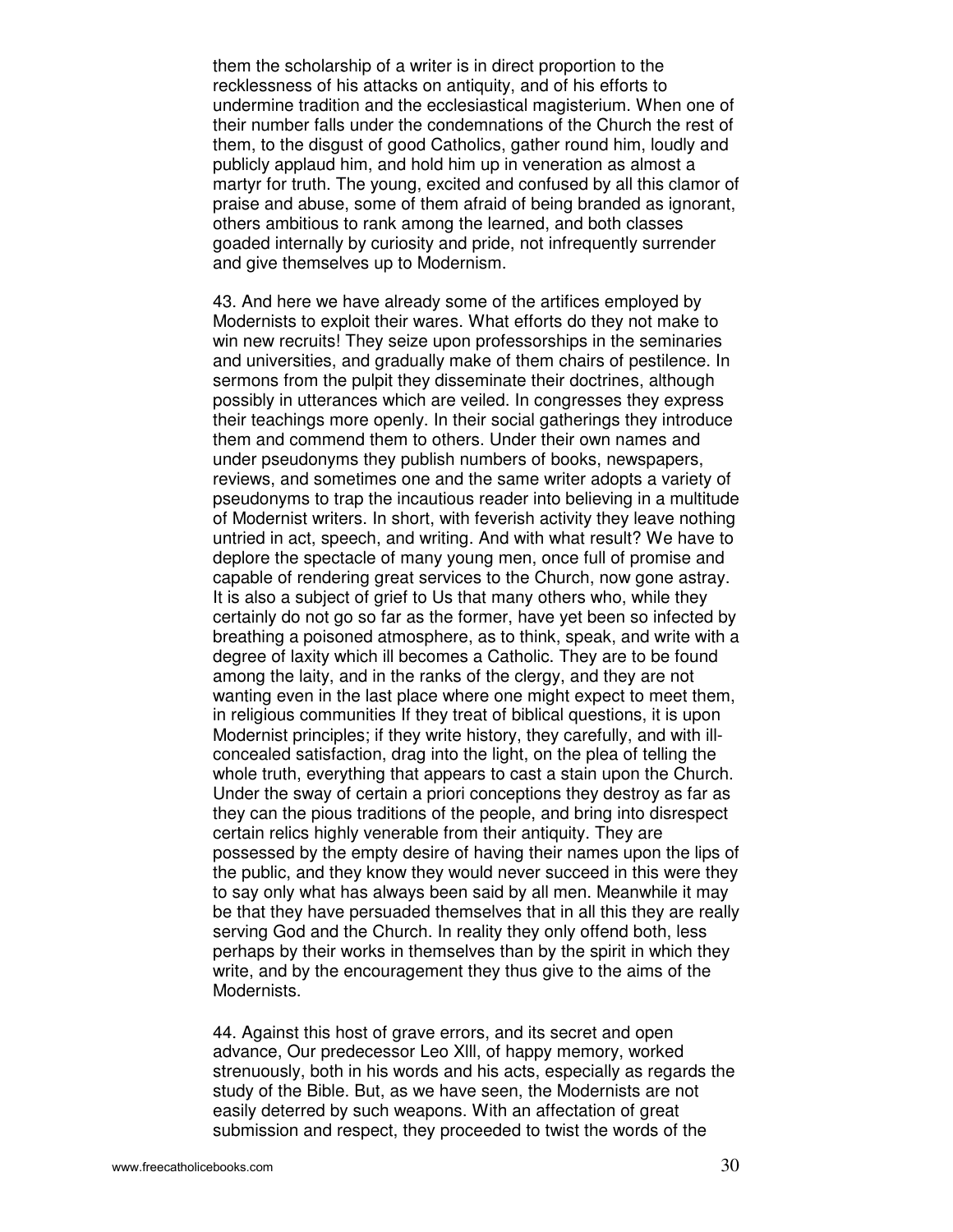them the scholarship of a writer is in direct proportion to the recklessness of his attacks on antiquity, and of his efforts to undermine tradition and the ecclesiastical magisterium. When one of their number falls under the condemnations of the Church the rest of them, to the disgust of good Catholics, gather round him, loudly and publicly applaud him, and hold him up in veneration as almost a martyr for truth. The young, excited and confused by all this clamor of praise and abuse, some of them afraid of being branded as ignorant, others ambitious to rank among the learned, and both classes goaded internally by curiosity and pride, not infrequently surrender and give themselves up to Modernism.

43. And here we have already some of the artifices employed by Modernists to exploit their wares. What efforts do they not make to win new recruits! They seize upon professorships in the seminaries and universities, and gradually make of them chairs of pestilence. In sermons from the pulpit they disseminate their doctrines, although possibly in utterances which are veiled. In congresses they express their teachings more openly. In their social gatherings they introduce them and commend them to others. Under their own names and under pseudonyms they publish numbers of books, newspapers, reviews, and sometimes one and the same writer adopts a variety of pseudonyms to trap the incautious reader into believing in a multitude of Modernist writers. In short, with feverish activity they leave nothing untried in act, speech, and writing. And with what result? We have to deplore the spectacle of many young men, once full of promise and capable of rendering great services to the Church, now gone astray. It is also a subject of grief to Us that many others who, while they certainly do not go so far as the former, have yet been so infected by breathing a poisoned atmosphere, as to think, speak, and write with a degree of laxity which ill becomes a Catholic. They are to be found among the laity, and in the ranks of the clergy, and they are not wanting even in the last place where one might expect to meet them, in religious communities If they treat of biblical questions, it is upon Modernist principles; if they write history, they carefully, and with ill-concealed satisfaction, drag into the light, on the plea of telling the whole truth, everything that appears to cast a stain upon the Church. Under the sway of certain a priori conceptions they destroy as far as they can the pious traditions of the people, and bring into disrespect certain relics highly venerable from their antiquity. They are possessed by the empty desire of having their names upon the lips of the public, and they know they would never succeed in this were they to say only what has always been said by all men. Meanwhile it may be that they have persuaded themselves that in all this they are really serving God and the Church. In reality they only offend both, less perhaps by their works in themselves than by the spirit in which they write, and by the encouragement they thus give to the aims of the Modernists.

44. Against this host of grave errors, and its secret and open advance, Our predecessor Leo XIII, of happy memory, worked strenuously, both in his words and his acts, especially as regards the study of the Bible. But, as we have seen, the Modernists are not easily deterred by such weapons. With an affectation of great submission and respect, they proceeded to twist the words of the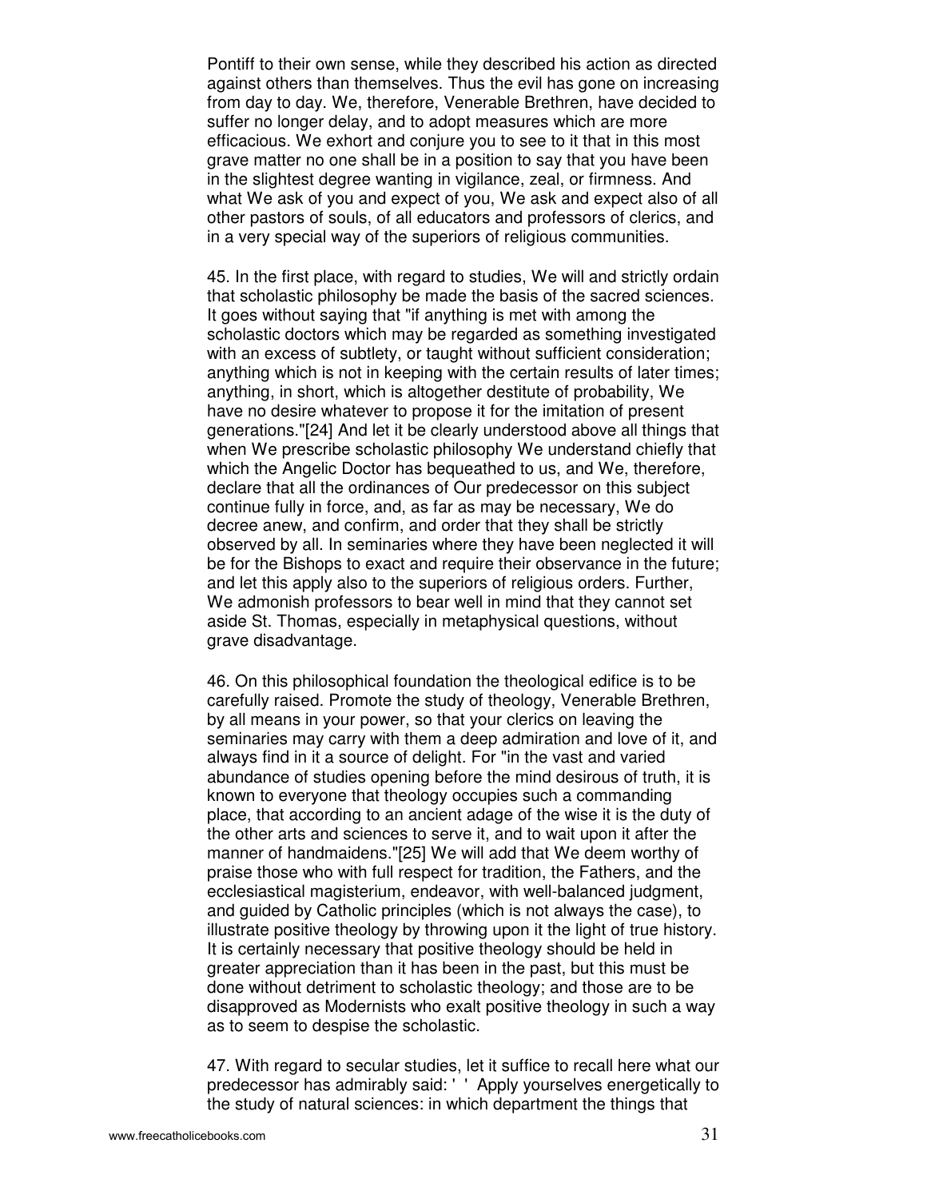Pontiff to their own sense, while they described his action as directed against others than themselves. Thus the evil has gone on increasing from day to day. We, therefore, Venerable Brethren, have decided to suffer no longer delay, and to adopt measures which are more efficacious. We exhort and conjure you to see to it that in this most grave matter no one shall be in a position to say that you have been in the slightest degree wanting in vigilance, zeal, or firmness. And what We ask of you and expect of you, We ask and expect also of all other pastors of souls, of all educators and professors of clerics, and in a very special way of the superiors of religious communities.

45. In the first place, with regard to studies, We will and strictly ordain that scholastic philosophy be made the basis of the sacred sciences. It goes without saying that "if anything is met with among the scholastic doctors which may be regarded as something investigated with an excess of subtlety, or taught without sufficient consideration; anything which is not in keeping with the certain results of later times; anything, in short, which is altogether destitute of probability, We have no desire whatever to propose it for the imitation of present generations."[24] And let it be clearly understood above all things that when We prescribe scholastic philosophy We understand chiefly that which the Angelic Doctor has bequeathed to us, and We, therefore, declare that all the ordinances of Our predecessor on this subject continue fully in force, and, as far as may be necessary, We do decree anew, and confirm, and order that they shall be strictly observed by all. In seminaries where they have been neglected it will be for the Bishops to exact and require their observance in the future; and let this apply also to the superiors of religious orders. Further, We admonish professors to bear well in mind that they cannot set aside St. Thomas, especially in metaphysical questions, without grave disadvantage.

46. On this philosophical foundation the theological edifice is to be carefully raised. Promote the study of theology, Venerable Brethren, by all means in your power, so that your clerics on leaving the seminaries may carry with them a deep admiration and love of it, and always find in it a source of delight. For "in the vast and varied abundance of studies opening before the mind desirous of truth, it is known to everyone that theology occupies such a commanding place, that according to an ancient adage of the wise it is the duty of the other arts and sciences to serve it, and to wait upon it after the manner of handmaidens."[25] We will add that We deem worthy of praise those who with full respect for tradition, the Fathers, and the ecclesiastical magisterium, endeavor, with well-balanced judgment, and guided by Catholic principles (which is not always the case), to illustrate positive theology by throwing upon it the light of true history. It is certainly necessary that positive theology should be held in greater appreciation than it has been in the past, but this must be done without detriment to scholastic theology; and those are to be disapproved as Modernists who exalt positive theology in such a way as to seem to despise the scholastic.

47. With regard to secular studies, let it suffice to recall here what our predecessor has admirably said: ' ' Apply yourselves energetically to the study of natural sciences: in which department the things that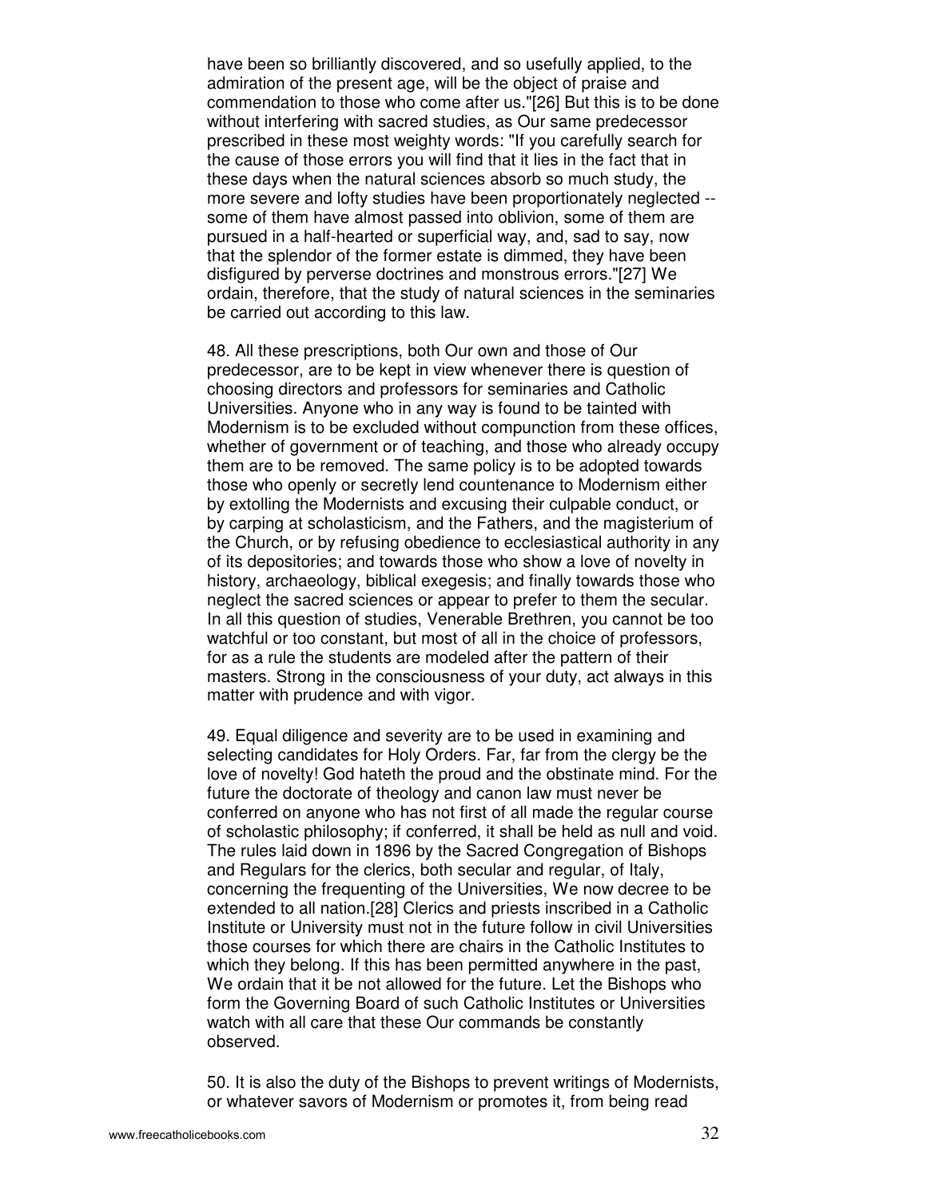have been so brilliantly discovered, and so usefully applied, to the admiration of the present age, will be the object of praise and commendation to those who come after us."[26] But this is to be done without interfering with sacred studies, as Our same predecessor prescribed in these most weighty words: "If you carefully search for the cause of those errors you will find that it lies in the fact that in these days when the natural sciences absorb so much study, the more severe and lofty studies have been proportionately neglected -- some of them have almost passed into oblivion, some of them are pursued in a half-hearted or superficial way, and, sad to say, now that the splendor of the former estate is dimmed, they have been disfigured by perverse doctrines and monstrous errors."[27] We ordain, therefore, that the study of natural sciences in the seminaries be carried out according to this law.

48. All these prescriptions, both Our own and those of Our predecessor, are to be kept in view whenever there is question of choosing directors and professors for seminaries and Catholic Universities. Anyone who in any way is found to be tainted with Modernism is to be excluded without compunction from these offices, whether of government or of teaching, and those who already occupy them are to be removed. The same policy is to be adopted towards those who openly or secretly lend countenance to Modernism either by extolling the Modernists and excusing their culpable conduct, or by carping at scholasticism, and the Fathers, and the magisterium of the Church, or by refusing obedience to ecclesiastical authority in any of its depositories; and towards those who show a love of novelty in history, archaeology, biblical exegesis; and finally towards those who neglect the sacred sciences or appear to prefer to them the secular. In all this question of studies, Venerable Brethren, you cannot be too watchful or too constant, but most of all in the choice of professors, for as a rule the students are modeled after the pattern of their masters. Strong in the consciousness of your duty, act always in this matter with prudence and with vigor.

49. Equal diligence and severity are to be used in examining and selecting candidates for Holy Orders. Far, far from the clergy be the love of novelty! God hateth the proud and the obstinate mind. For the future the doctorate of theology and canon law must never be conferred on anyone who has not first of all made the regular course of scholastic philosophy; if conferred, it shall be held as null and void. The rules laid down in 1896 by the Sacred Congregation of Bishops and Regulars for the clerics, both secular and regular, of Italy, concerning the frequenting of the Universities, We now decree to be extended to all nation.[28] Clerics and priests inscribed in a Catholic Institute or University must not in the future follow in civil Universities those courses for which there are chairs in the Catholic Institutes to which they belong. If this has been permitted anywhere in the past, We ordain that it be not allowed for the future. Let the Bishops who form the Governing Board of such Catholic Institutes or Universities watch with all care that these Our commands be constantly observed.

50. It is also the duty of the Bishops to prevent writings of Modernists, or whatever savors of Modernism or promotes it, from being read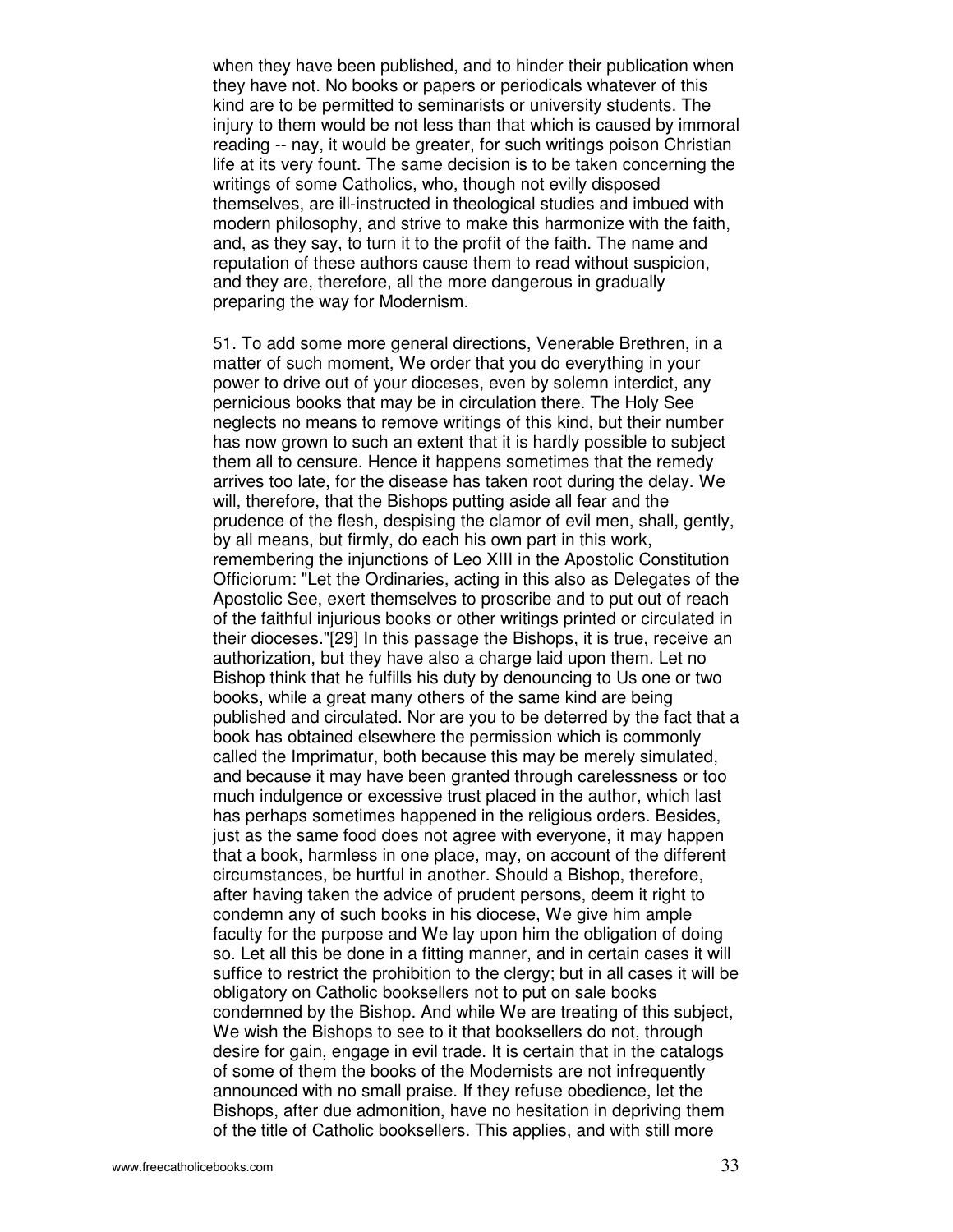when they have been published, and to hinder their publication when they have not. No books or papers or periodicals whatever of this kind are to be permitted to seminarists or university students. The injury to them would be not less than that which is caused by immoral reading -- nay, it would be greater, for such writings poison Christian life at its very fount. The same decision is to be taken concerning the writings of some Catholics, who, though not evilly disposed themselves, are ill-instructed in theological studies and imbued with modern philosophy, and strive to make this harmonize with the faith, and, as they say, to turn it to the profit of the faith. The name and reputation of these authors cause them to read without suspicion, and they are, therefore, all the more dangerous in gradually preparing the way for Modernism.

51. To add some more general directions, Venerable Brethren, in a matter of such moment, We order that you do everything in your power to drive out of your dioceses, even by solemn interdict, any pernicious books that may be in circulation there. The Holy See neglects no means to remove writings of this kind, but their number has now grown to such an extent that it is hardly possible to subject them all to censure. Hence it happens sometimes that the remedy arrives too late, for the disease has taken root during the delay. We will, therefore, that the Bishops putting aside all fear and the prudence of the flesh, despising the clamor of evil men, shall, gently, by all means, but firmly, do each his own part in this work, remembering the injunctions of Leo XIII in the Apostolic Constitution Officiorum: "Let the Ordinaries, acting in this also as Delegates of the Apostolic See, exert themselves to proscribe and to put out of reach of the faithful injurious books or other writings printed or circulated in their dioceses."[29] In this passage the Bishops, it is true, receive an authorization, but they have also a charge laid upon them. Let no Bishop think that he fulfills his duty by denouncing to Us one or two books, while a great many others of the same kind are being published and circulated. Nor are you to be deterred by the fact that a book has obtained elsewhere the permission which is commonly called the Imprimatur, both because this may be merely simulated, and because it may have been granted through carelessness or too much indulgence or excessive trust placed in the author, which last has perhaps sometimes happened in the religious orders. Besides, just as the same food does not agree with everyone, it may happen that a book, harmless in one place, may, on account of the different circumstances, be hurtful in another. Should a Bishop, therefore, after having taken the advice of prudent persons, deem it right to condemn any of such books in his diocese, We give him ample faculty for the purpose and We lay upon him the obligation of doing so. Let all this be done in a fitting manner, and in certain cases it will suffice to restrict the prohibition to the clergy; but in all cases it will be obligatory on Catholic booksellers not to put on sale books condemned by the Bishop. And while We are treating of this subject, We wish the Bishops to see to it that booksellers do not, through desire for gain, engage in evil trade. It is certain that in the catalogs of some of them the books of the Modernists are not infrequently announced with no small praise. If they refuse obedience, let the Bishops, after due admonition, have no hesitation in depriving them of the title of Catholic booksellers. This applies, and with still more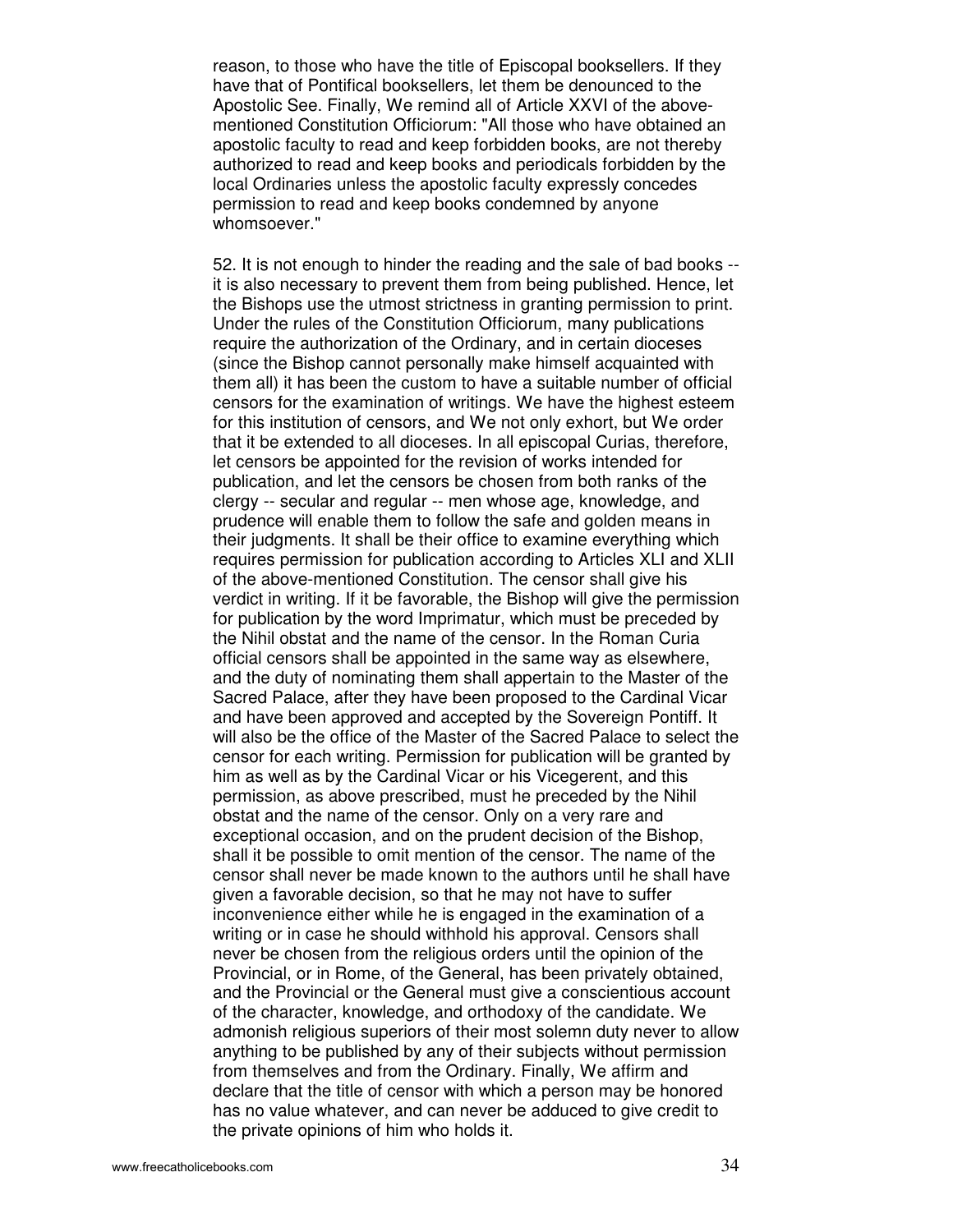reason, to those who have the title of Episcopal booksellers. If they have that of Pontifical booksellers, let them be denounced to the Apostolic See. Finally, We remind all of Article XXVI of the above-mentioned Constitution Officiorum: "All those who have obtained an apostolic faculty to read and keep forbidden books, are not thereby authorized to read and keep books and periodicals forbidden by the local Ordinaries unless the apostolic faculty expressly concedes permission to read and keep books condemned by anyone whomsoever."

52. It is not enough to hinder the reading and the sale of bad books -- it is also necessary to prevent them from being published. Hence, let the Bishops use the utmost strictness in granting permission to print. Under the rules of the Constitution Officiorum, many publications require the authorization of the Ordinary, and in certain dioceses (since the Bishop cannot personally make himself acquainted with them all) it has been the custom to have a suitable number of official censors for the examination of writings. We have the highest esteem for this institution of censors, and We not only exhort, but We order that it be extended to all dioceses. In all episcopal Curias, therefore, let censors be appointed for the revision of works intended for publication, and let the censors be chosen from both ranks of the clergy -- secular and regular -- men whose age, knowledge, and prudence will enable them to follow the safe and golden means in their judgments. It shall be their office to examine everything which requires permission for publication according to Articles XLI and XLII of the above-mentioned Constitution. The censor shall give his verdict in writing. If it be favorable, the Bishop will give the permission for publication by the word Imprimatur, which must be preceded by the Nihil obstat and the name of the censor. In the Roman Curia official censors shall be appointed in the same way as elsewhere, and the duty of nominating them shall appertain to the Master of the Sacred Palace, after they have been proposed to the Cardinal Vicar and have been approved and accepted by the Sovereign Pontiff. It will also be the office of the Master of the Sacred Palace to select the censor for each writing. Permission for publication will be granted by him as well as by the Cardinal Vicar or his Vicegerent, and this permission, as above prescribed, must he preceded by the Nihil obstat and the name of the censor. Only on a very rare and exceptional occasion, and on the prudent decision of the Bishop, shall it be possible to omit mention of the censor. The name of the censor shall never be made known to the authors until he shall have given a favorable decision, so that he may not have to suffer inconvenience either while he is engaged in the examination of a writing or in case he should withhold his approval. Censors shall never be chosen from the religious orders until the opinion of the Provincial, or in Rome, of the General, has been privately obtained, and the Provincial or the General must give a conscientious account of the character, knowledge, and orthodoxy of the candidate. We admonish religious superiors of their most solemn duty never to allow anything to be published by any of their subjects without permission from themselves and from the Ordinary. Finally, We affirm and declare that the title of censor with which a person may be honored has no value whatever, and can never be adduced to give credit to the private opinions of him who holds it.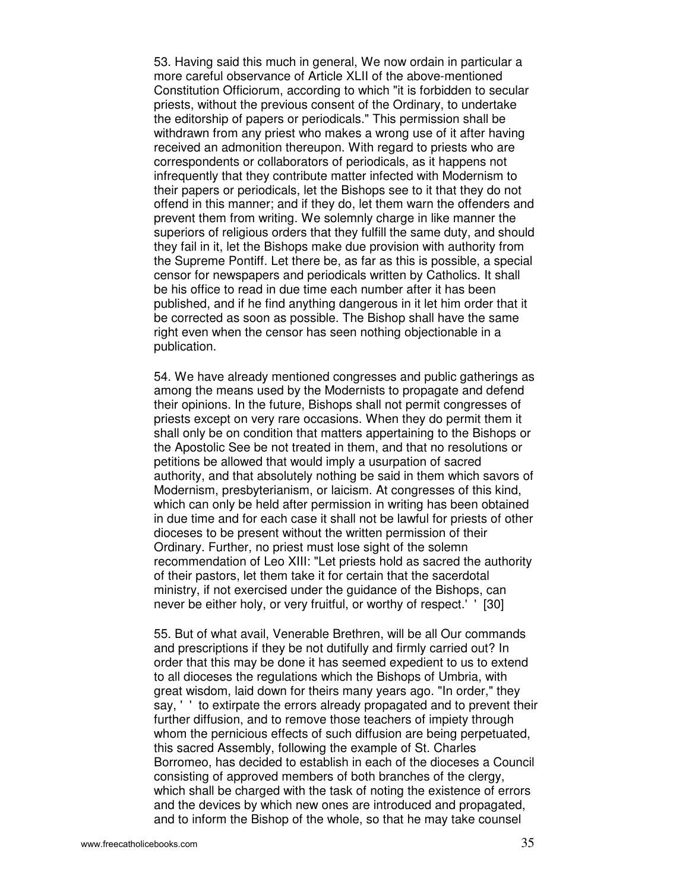53. Having said this much in general, We now ordain in particular a more careful observance of Article XLII of the above-mentioned Constitution Officiorum, according to which "it is forbidden to secular priests, without the previous consent of the Ordinary, to undertake the editorship of papers or periodicals." This permission shall be withdrawn from any priest who makes a wrong use of it after having received an admonition thereupon. With regard to priests who are correspondents or collaborators of periodicals, as it happens not infrequently that they contribute matter infected with Modernism to their papers or periodicals, let the Bishops see to it that they do not offend in this manner; and if they do, let them warn the offenders and prevent them from writing. We solemnly charge in like manner the superiors of religious orders that they fulfill the same duty, and should they fail in it, let the Bishops make due provision with authority from the Supreme Pontiff. Let there be, as far as this is possible, a special censor for newspapers and periodicals written by Catholics. It shall be his office to read in due time each number after it has been published, and if he find anything dangerous in it let him order that it be corrected as soon as possible. The Bishop shall have the same right even when the censor has seen nothing objectionable in a publication.

54. We have already mentioned congresses and public gatherings as among the means used by the Modernists to propagate and defend their opinions. In the future, Bishops shall not permit congresses of priests except on very rare occasions. When they do permit them it shall only be on condition that matters appertaining to the Bishops or the Apostolic See be not treated in them, and that no resolutions or petitions be allowed that would imply a usurpation of sacred authority, and that absolutely nothing be said in them which savors of Modernism, presbyterianism, or laicism. At congresses of this kind, which can only be held after permission in writing has been obtained in due time and for each case it shall not be lawful for priests of other dioceses to be present without the written permission of their Ordinary. Further, no priest must lose sight of the solemn recommendation of Leo XIII: "Let priests hold as sacred the authority of their pastors, let them take it for certain that the sacerdotal ministry, if not exercised under the guidance of the Bishops, can never be either holy, or very fruitful, or worthy of respect.' ' [30]

55. But of what avail, Venerable Brethren, will be all Our commands and prescriptions if they be not dutifully and firmly carried out? In order that this may be done it has seemed expedient to us to extend to all dioceses the regulations which the Bishops of Umbria, with great wisdom, laid down for theirs many years ago. "In order," they say, ' ' to extirpate the errors already propagated and to prevent their further diffusion, and to remove those teachers of impiety through whom the pernicious effects of such diffusion are being perpetuated, this sacred Assembly, following the example of St. Charles Borromeo, has decided to establish in each of the dioceses a Council consisting of approved members of both branches of the clergy, which shall be charged with the task of noting the existence of errors and the devices by which new ones are introduced and propagated, and to inform the Bishop of the whole, so that he may take counsel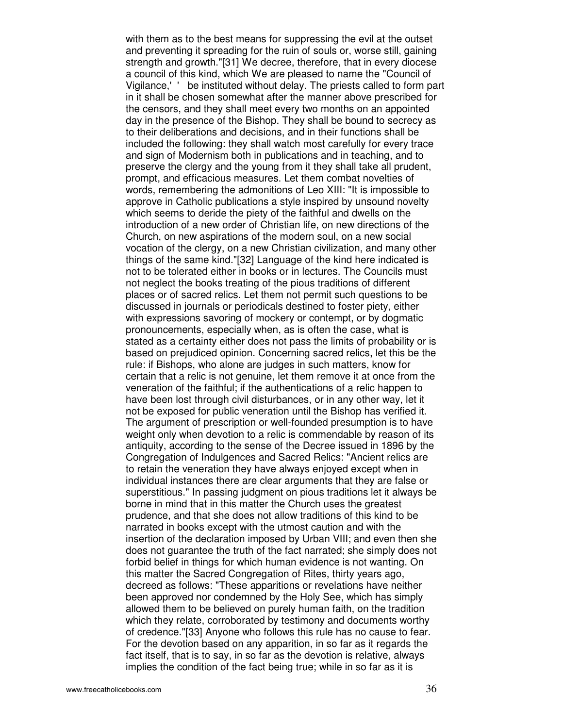with them as to the best means for suppressing the evil at the outset and preventing it spreading for the ruin of souls or, worse still, gaining strength and growth."[31] We decree, therefore, that in every diocese a council of this kind, which We are pleased to name the "Council of Vigilance,' ' be instituted without delay. The priests called to form part in it shall be chosen somewhat after the manner above prescribed for the censors, and they shall meet every two months on an appointed day in the presence of the Bishop. They shall be bound to secrecy as to their deliberations and decisions, and in their functions shall be included the following: they shall watch most carefully for every trace and sign of Modernism both in publications and in teaching, and to preserve the clergy and the young from it they shall take all prudent, prompt, and efficacious measures. Let them combat novelties of words, remembering the admonitions of Leo XIII: "It is impossible to approve in Catholic publications a style inspired by unsound novelty which seems to deride the piety of the faithful and dwells on the introduction of a new order of Christian life, on new directions of the Church, on new aspirations of the modern soul, on a new social vocation of the clergy, on a new Christian civilization, and many other things of the same kind."[32] Language of the kind here indicated is not to be tolerated either in books or in lectures. The Councils must not neglect the books treating of the pious traditions of different places or of sacred relics. Let them not permit such questions to be discussed in journals or periodicals destined to foster piety, either with expressions savoring of mockery or contempt, or by dogmatic pronouncements, especially when, as is often the case, what is stated as a certainty either does not pass the limits of probability or is based on prejudiced opinion. Concerning sacred relics, let this be the rule: if Bishops, who alone are judges in such matters, know for certain that a relic is not genuine, let them remove it at once from the veneration of the faithful; if the authentications of a relic happen to have been lost through civil disturbances, or in any other way, let it not be exposed for public veneration until the Bishop has verified it. The argument of prescription or well-founded presumption is to have weight only when devotion to a relic is commendable by reason of its antiquity, according to the sense of the Decree issued in 1896 by the Congregation of Indulgences and Sacred Relics: "Ancient relics are to retain the veneration they have always enjoyed except when in individual instances there are clear arguments that they are false or superstitious." In passing judgment on pious traditions let it always be borne in mind that in this matter the Church uses the greatest prudence, and that she does not allow traditions of this kind to be narrated in books except with the utmost caution and with the insertion of the declaration imposed by Urban VIII; and even then she does not guarantee the truth of the fact narrated; she simply does not forbid belief in things for which human evidence is not wanting. On this matter the Sacred Congregation of Rites, thirty years ago, decreed as follows: "These apparitions or revelations have neither been approved nor condemned by the Holy See, which has simply allowed them to be believed on purely human faith, on the tradition which they relate, corroborated by testimony and documents worthy of credence."[33] Anyone who follows this rule has no cause to fear. For the devotion based on any apparition, in so far as it regards the fact itself, that is to say, in so far as the devotion is relative, always implies the condition of the fact being true; while in so far as it is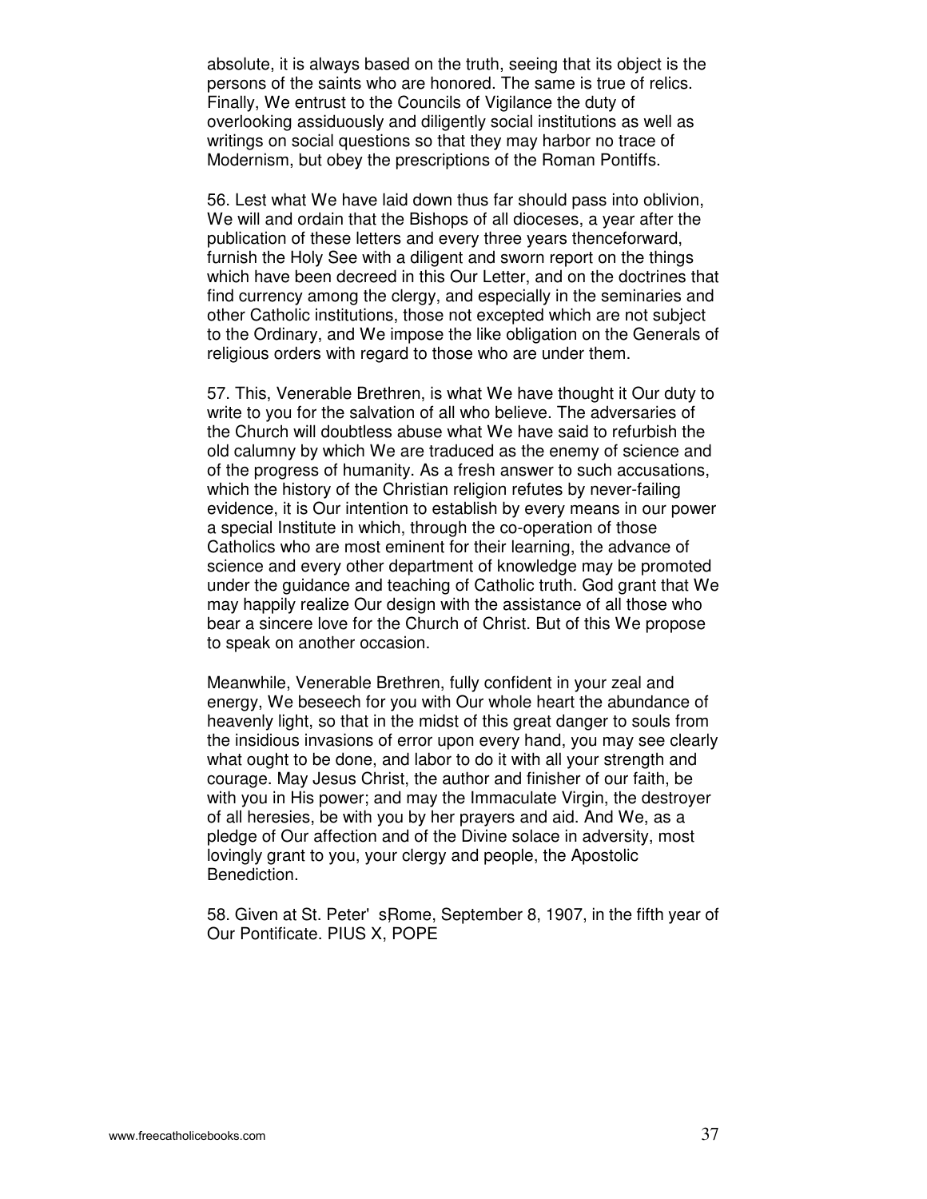absolute, it is always based on the truth, seeing that its object is the persons of the saints who are honored. The same is true of relics. Finally, We entrust to the Councils of Vigilance the duty of overlooking assiduously and diligently social institutions as well as writings on social questions so that they may harbor no trace of Modernism, but obey the prescriptions of the Roman Pontiffs.

56. Lest what We have laid down thus far should pass into oblivion, We will and ordain that the Bishops of all dioceses, a year after the publication of these letters and every three years thenceforward, furnish the Holy See with a diligent and sworn report on the things which have been decreed in this Our Letter, and on the doctrines that find currency among the clergy, and especially in the seminaries and other Catholic institutions, those not excepted which are not subject to the Ordinary, and We impose the like obligation on the Generals of religious orders with regard to those who are under them.

57. This, Venerable Brethren, is what We have thought it Our duty to write to you for the salvation of all who believe. The adversaries of the Church will doubtless abuse what We have said to refurbish the old calumny by which We are traduced as the enemy of science and of the progress of humanity. As a fresh answer to such accusations, which the history of the Christian religion refutes by never-failing evidence, it is Our intention to establish by every means in our power a special Institute in which, through the co-operation of those Catholics who are most eminent for their learning, the advance of science and every other department of knowledge may be promoted under the guidance and teaching of Catholic truth. God grant that We may happily realize Our design with the assistance of all those who bear a sincere love for the Church of Christ. But of this We propose to speak on another occasion.

Meanwhile, Venerable Brethren, fully confident in your zeal and energy, We beseech for you with Our whole heart the abundance of heavenly light, so that in the midst of this great danger to souls from the insidious invasions of error upon every hand, you may see clearly what ought to be done, and labor to do it with all your strength and courage. May Jesus Christ, the author and finisher of our faith, be with you in His power; and may the Immaculate Virgin, the destroyer of all heresies, be with you by her prayers and aid. And We, as a pledge of Our affection and of the Divine solace in adversity, most lovingly grant to you, your clergy and people, the Apostolic Benediction.

58. Given at St. Peter's, Rome, September 8, 1907, in the fifth year of Our Pontificate. PIUS X, POPE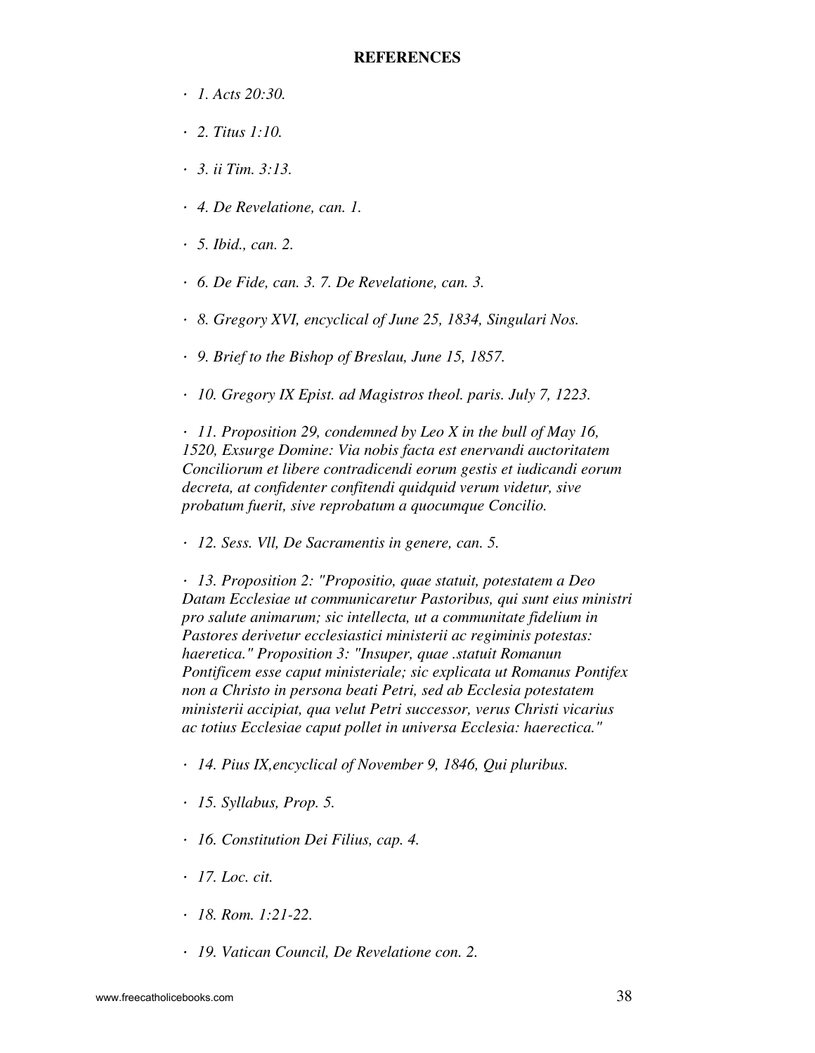**REFERENCES**

- *1. Acts 20:30.*

- *2. Titus 1:10.*

- *3. ii Tim. 3:13.*

- *4. De Revelatione, can. 1.*

- *5. Ibid., can. 2.*

- *6. De Fide, can. 3. 7. De Revelatione, can. 3.*

- *8. Gregory XVI, encyclical of June 25, 1834, Singulari Nos.*

- *9. Brief to the Bishop of Breslau, June 15, 1857.*

- *10. Gregory IX Epist. ad Magistros theol. paris. July 7, 1223.*

- *11. Proposition 29, condemned by Leo X in the bull of May 16, 1520, Exsurge Domine: Via nobis facta est enervandi auctoritatem Conciliorum et libere contradicendi eorum gestis et iudicandi eorum decreta, at confidenter confitendi quidquid verum videtur, sive probatum fuerit, sive reprobatum a quocumque Concilio.*

- *12. Sess. Vll, De Sacramentis in genere, can. 5.*

- *13. Proposition 2: "Propositio, quae statuit, potestatem a Deo Datam Ecclesiae ut communicaretur Pastoribus, qui sunt eius ministri pro salute animarum; sic intellecta, ut a communitate fidelium in Pastores derivetur ecclesiastici ministerii ac regiminis potestas: haeretica." Proposition 3: "Insuper, quae .statuit Romanun Pontificem esse caput ministeriale; sic explicata ut Romanus Pontifex non a Christo in persona beati Petri, sed ab Ecclesia potestatem ministerii accipiat, qua velut Petri successor, verus Christi vicarius ac totius Ecclesiae caput pollet in universa Ecclesia: haerectica."*

- *14. Pius IX,encyclical of November 9, 1846, Qui pluribus.*

- *15. Syllabus, Prop. 5.*

- *16. Constitution Dei Filius, cap. 4.*

- *17. Loc. cit.*

- *18. Rom. 1:21-22.*

- *19. Vatican Council, De Revelatione con. 2.*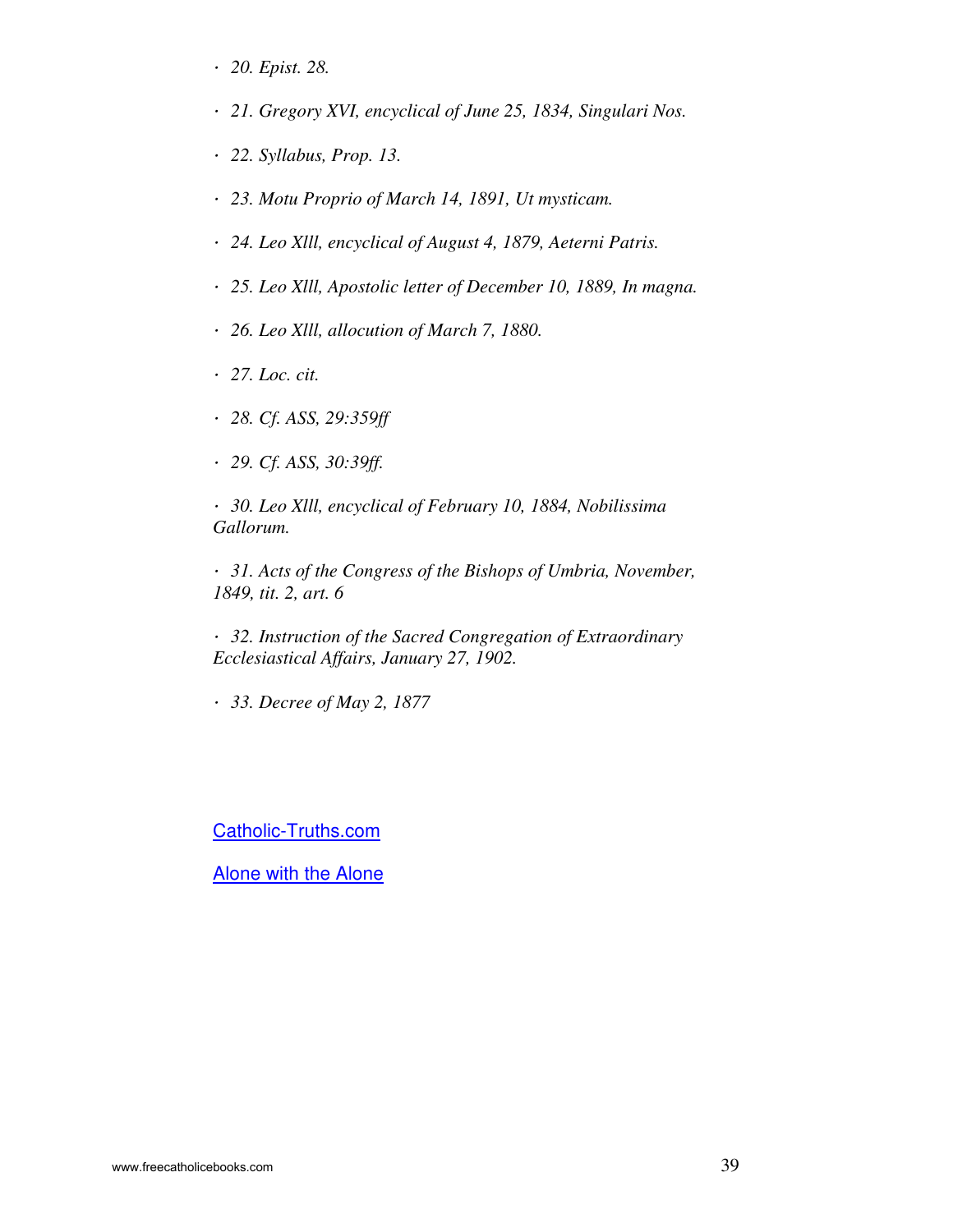- *20. Epist. 28.*
- *21. Gregory XVI, encyclical of June 25, 1834, Singulari Nos.*
- *22. Syllabus, Prop. 13.*
- *23. Motu Proprio of March 14, 1891, Ut mysticam.*
- *24. Leo Xlll, encyclical of August 4, 1879, Aeterni Patris.*
- *25. Leo Xlll, Apostolic letter of December 10, 1889, In magna.*
- *26. Leo Xlll, allocution of March 7, 1880.*
- *27. Loc. cit.*
- *28. Cf. ASS, 29:359ff*
- *29. Cf. ASS, 30:39ff.*
- *30. Leo Xlll, encyclical of February 10, 1884, Nobilissima Gallorum.*
- *31. Acts of the Congress of the Bishops of Umbria, November, 1849, tit. 2, art. 6*
- *32. Instruction of the Sacred Congregation of Extraordinary Ecclesiastical Affairs, January 27, 1902.*
- *33. Decree of May 2, 1877*

Catholic-Truths.com

Alone with the Alone